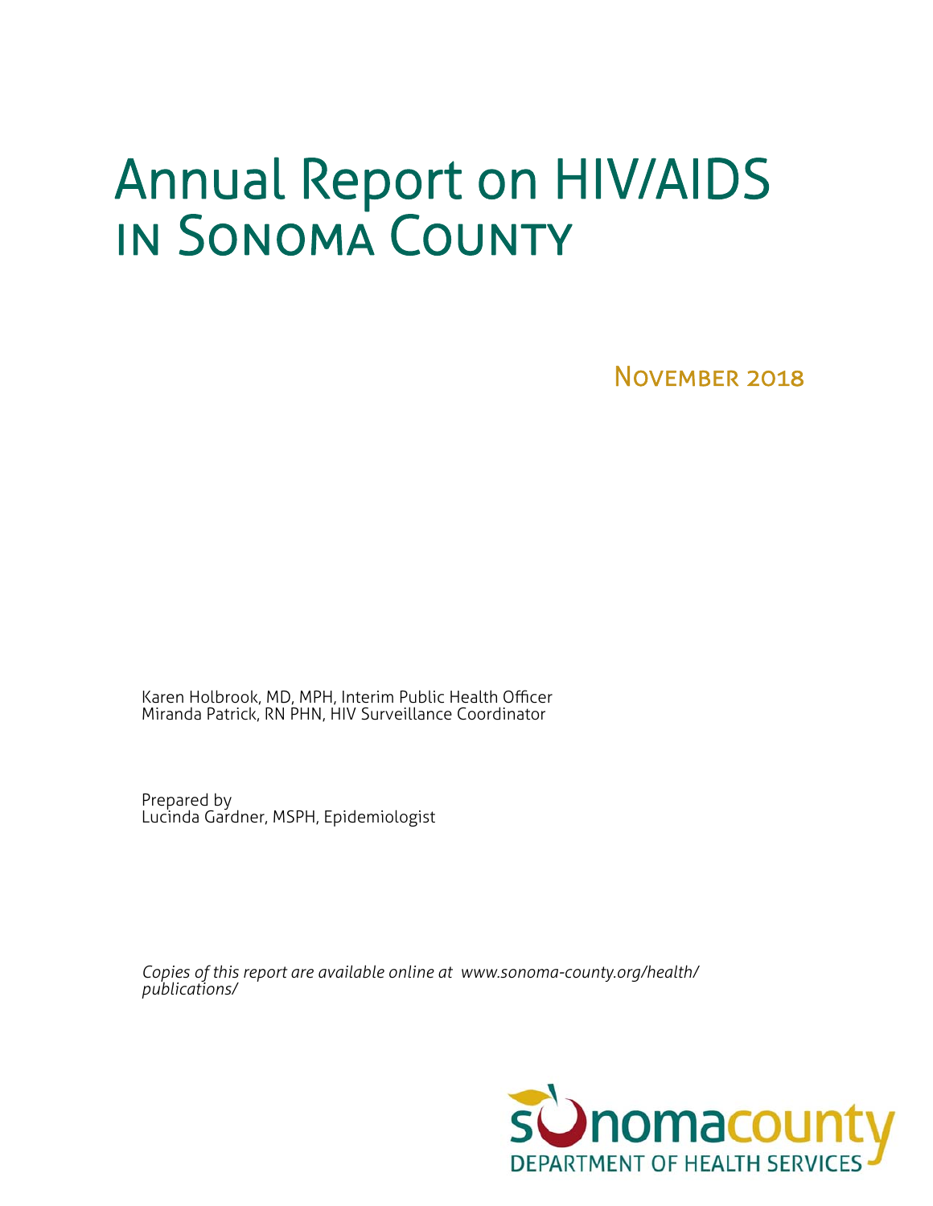# Annual Report on HIV/AIDS in Sonoma County

November 2018

Karen Holbrook, MD, MPH, Interim Public Health Officer
Miranda Patrick, RN PHN, HIV Surveillance Coordinator

Prepared by
Lucinda Gardner, MSPH, Epidemiologist

*Copies of this report are available online at www.sonoma-county.org/health/publications/*

sonomacounty
DEPARTMENT OF HEALTH SERVICES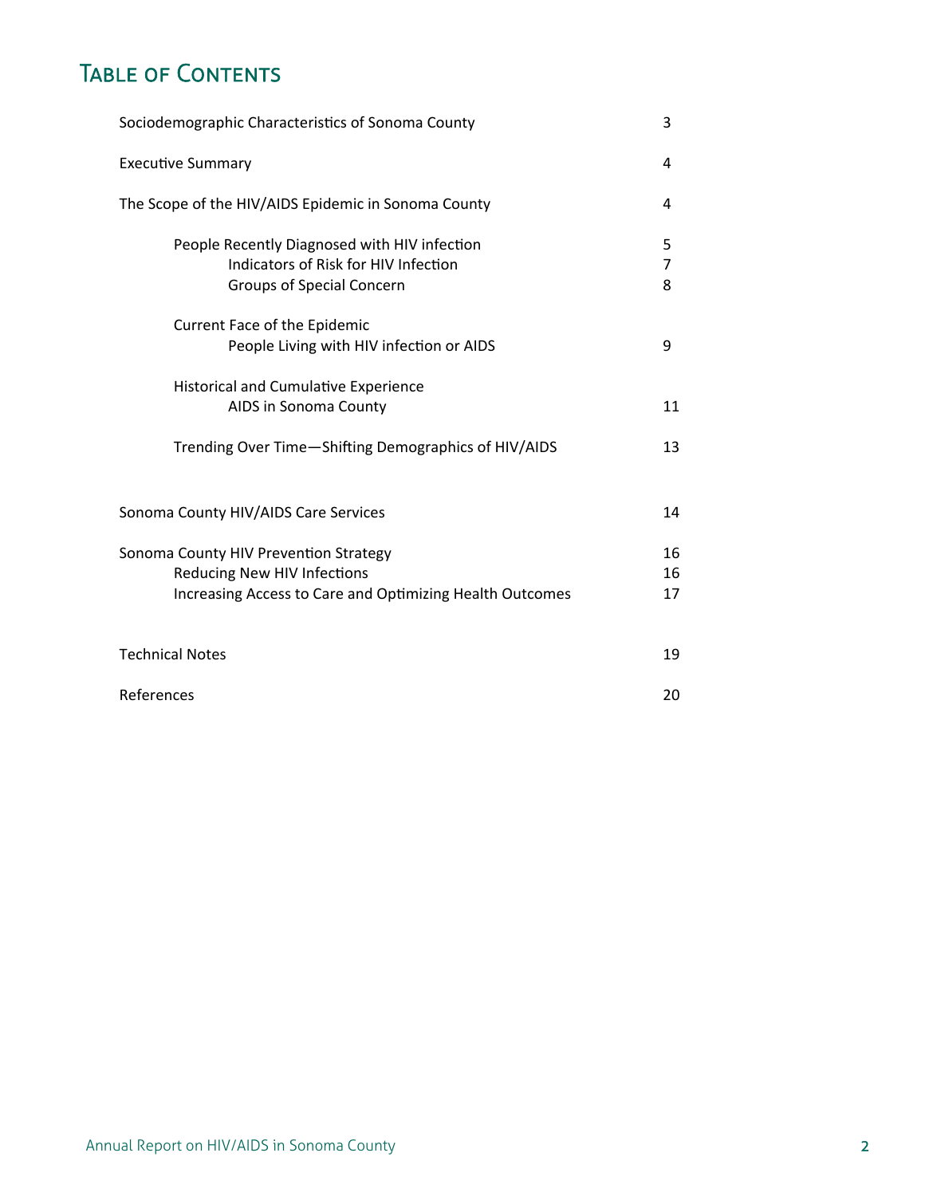# Table of Contents

| | |
|---|---|
| Sociodemographic Characteristics of Sonoma County | 3 |
| Executive Summary | 4 |
| The Scope of the HIV/AIDS Epidemic in Sonoma County | 4 |
| People Recently Diagnosed with HIV infection | 5 |
| Indicators of Risk for HIV Infection | 7 |
| Groups of Special Concern | 8 |
| Current Face of the Epidemic | |
| People Living with HIV infection or AIDS | 9 |
| Historical and Cumulative Experience | |
| AIDS in Sonoma County | 11 |
| Trending Over Time—Shifting Demographics of HIV/AIDS | 13 |
| Sonoma County HIV/AIDS Care Services | 14 |
| Sonoma County HIV Prevention Strategy | 16 |
| Reducing New HIV Infections | 16 |
| Increasing Access to Care and Optimizing Health Outcomes | 17 |
| Technical Notes | 19 |
| References | 20 |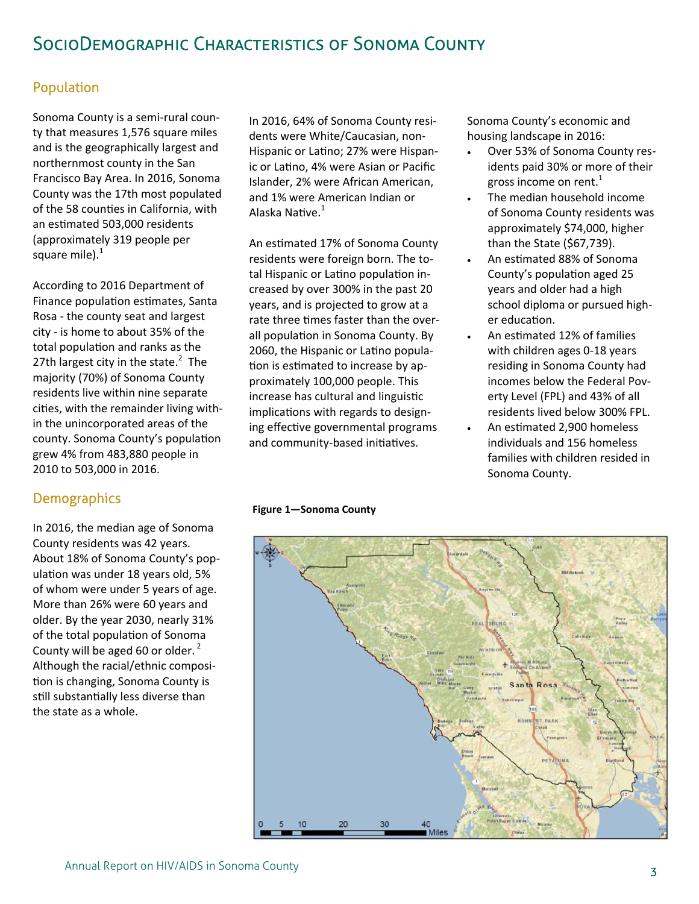# SocioDemographic Characteristics of Sonoma County

## Population

Sonoma County is a semi-rural county that measures 1,576 square miles and is the geographically largest and northernmost county in the San Francisco Bay Area. In 2016, Sonoma County was the 17th most populated of the 58 counties in California, with an estimated 503,000 residents (approximately 319 people per square mile).[1]

According to 2016 Department of Finance population estimates, Santa Rosa - the county seat and largest city - is home to about 35% of the total population and ranks as the 27th largest city in the state.[2] The majority (70%) of Sonoma County residents live within nine separate cities, with the remainder living within the unincorporated areas of the county. Sonoma County's population grew 4% from 483,880 people in 2010 to 503,000 in 2016.

## Demographics

In 2016, the median age of Sonoma County residents was 42 years. About 18% of Sonoma County's population was under 18 years old, 5% of whom were under 5 years of age. More than 26% were 60 years and older. By the year 2030, nearly 31% of the total population of Sonoma County will be aged 60 or older.[2] Although the racial/ethnic composition is changing, Sonoma County is still substantially less diverse than the state as a whole.

In 2016, 64% of Sonoma County residents were White/Caucasian, non-Hispanic or Latino; 27% were Hispanic or Latino, 4% were Asian or Pacific Islander, 2% were African American, and 1% were American Indian or Alaska Native.[1]

An estimated 17% of Sonoma County residents were foreign born. The total Hispanic or Latino population increased by over 300% in the past 20 years, and is projected to grow at a rate three times faster than the overall population in Sonoma County. By 2060, the Hispanic or Latino population is estimated to increase by approximately 100,000 people. This increase has cultural and linguistic implications with regards to designing effective governmental programs and community-based initiatives.

Sonoma County's economic and housing landscape in 2016:

- Over 53% of Sonoma County residents paid 30% or more of their gross income on rent.[1]
- The median household income of Sonoma County residents was approximately $74,000, higher than the State ($67,739).
- An estimated 88% of Sonoma County's population aged 25 years and older had a high school diploma or pursued higher education.
- An estimated 12% of families with children ages 0-18 years residing in Sonoma County had incomes below the Federal Poverty Level (FPL) and 43% of all residents lived below 300% FPL.
- An estimated 2,900 homeless individuals and 156 homeless families with children resided in Sonoma County.

**Figure 1—Sonoma County**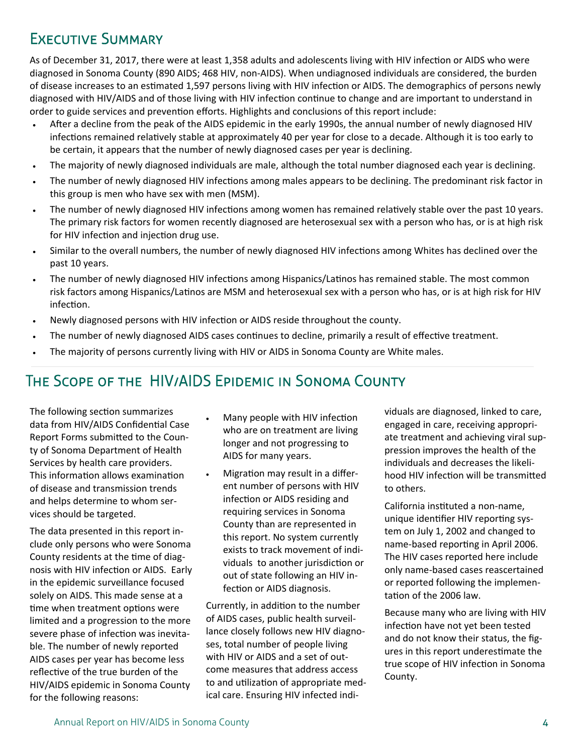## Executive Summary

As of December 31, 2017, there were at least 1,358 adults and adolescents living with HIV infection or AIDS who were diagnosed in Sonoma County (890 AIDS; 468 HIV, non-AIDS). When undiagnosed individuals are considered, the burden of disease increases to an estimated 1,597 persons living with HIV infection or AIDS. The demographics of persons newly diagnosed with HIV/AIDS and of those living with HIV infection continue to change and are important to understand in order to guide services and prevention efforts. Highlights and conclusions of this report include:

- After a decline from the peak of the AIDS epidemic in the early 1990s, the annual number of newly diagnosed HIV infections remained relatively stable at approximately 40 per year for close to a decade. Although it is too early to be certain, it appears that the number of newly diagnosed cases per year is declining.
- The majority of newly diagnosed individuals are male, although the total number diagnosed each year is declining.
- The number of newly diagnosed HIV infections among males appears to be declining. The predominant risk factor in this group is men who have sex with men (MSM).
- The number of newly diagnosed HIV infections among women has remained relatively stable over the past 10 years. The primary risk factors for women recently diagnosed are heterosexual sex with a person who has, or is at high risk for HIV infection and injection drug use.
- Similar to the overall numbers, the number of newly diagnosed HIV infections among Whites has declined over the past 10 years.
- The number of newly diagnosed HIV infections among Hispanics/Latinos has remained stable. The most common risk factors among Hispanics/Latinos are MSM and heterosexual sex with a person who has, or is at high risk for HIV infection.
- Newly diagnosed persons with HIV infection or AIDS reside throughout the county.
- The number of newly diagnosed AIDS cases continues to decline, primarily a result of effective treatment.
- The majority of persons currently living with HIV or AIDS in Sonoma County are White males.

## The Scope of the HIV/AIDS Epidemic in Sonoma County

The following section summarizes data from HIV/AIDS Confidential Case Report Forms submitted to the County of Sonoma Department of Health Services by health care providers. This information allows examination of disease and transmission trends and helps determine to whom services should be targeted.

The data presented in this report include only persons who were Sonoma County residents at the time of diagnosis with HIV infection or AIDS. Early in the epidemic surveillance focused solely on AIDS. This made sense at a time when treatment options were limited and a progression to the more severe phase of infection was inevitable. The number of newly reported AIDS cases per year has become less reflective of the true burden of the HIV/AIDS epidemic in Sonoma County for the following reasons:

- Many people with HIV infection who are on treatment are living longer and not progressing to AIDS for many years.
- Migration may result in a different number of persons with HIV infection or AIDS residing and requiring services in Sonoma County than are represented in this report. No system currently exists to track movement of individuals to another jurisdiction or out of state following an HIV infection or AIDS diagnosis.

Currently, in addition to the number of AIDS cases, public health surveillance closely follows new HIV diagnoses, total number of people living with HIV or AIDS and a set of outcome measures that address access to and utilization of appropriate medical care. Ensuring HIV infected individuals are diagnosed, linked to care, engaged in care, receiving appropriate treatment and achieving viral suppression improves the health of the individuals and decreases the likelihood HIV infection will be transmitted to others.

California instituted a non-name, unique identifier HIV reporting system on July 1, 2002 and changed to name-based reporting in April 2006. The HIV cases reported here include only name-based cases reascertained or reported following the implementation of the 2006 law.

Because many who are living with HIV infection have not yet been tested and do not know their status, the figures in this report underestimate the true scope of HIV infection in Sonoma County.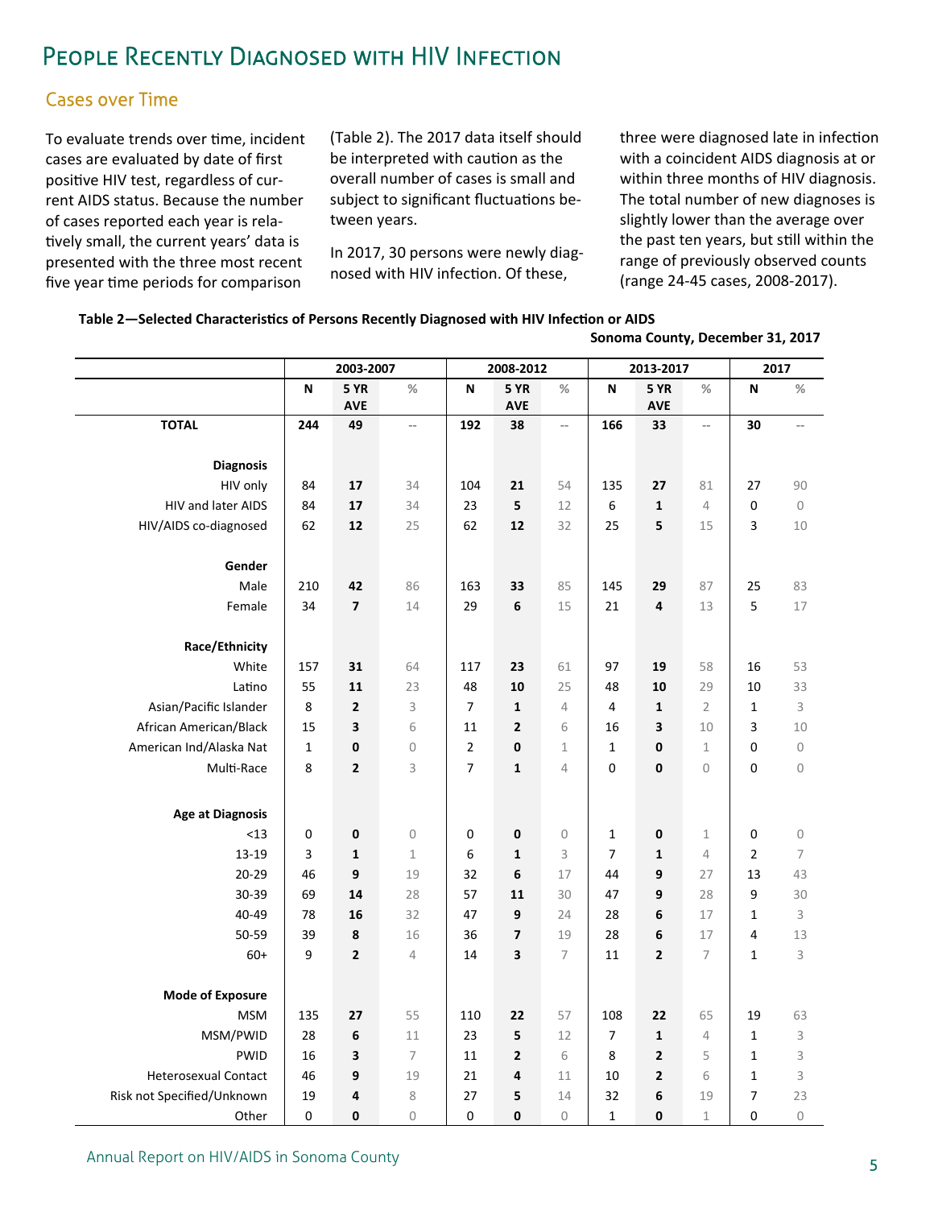# People Recently Diagnosed with HIV Infection

## Cases over Time

To evaluate trends over time, incident cases are evaluated by date of first positive HIV test, regardless of current AIDS status. Because the number of cases reported each year is relatively small, the current years' data is presented with the three most recent five year time periods for comparison (Table 2). The 2017 data itself should be interpreted with caution as the overall number of cases is small and subject to significant fluctuations between years.

In 2017, 30 persons were newly diagnosed with HIV infection. Of these, three were diagnosed late in infection with a coincident AIDS diagnosis at or within three months of HIV diagnosis. The total number of new diagnoses is slightly lower than the average over the past ten years, but still within the range of previously observed counts (range 24-45 cases, 2008-2017).

**Table 2—Selected Characteristics of Persons Recently Diagnosed with HIV Infection or AIDS**

**Sonoma County, December 31, 2017**

| | 2003-2007 | | | 2008-2012 | | | 2013-2017 | | | 2017 | |
|---|---|---|---|---|---|---|---|---|---|---|---|
| | N | 5 YR AVE | % | N | 5 YR AVE | % | N | 5 YR AVE | % | N | % |
| **TOTAL** | **244** | **49** | -- | **192** | **38** | -- | **166** | **33** | -- | **30** | -- |
| **Diagnosis** | | | | | | | | | | | |
| HIV only | 84 | **17** | 34 | 104 | **21** | 54 | 135 | **27** | 81 | 27 | 90 |
| HIV and later AIDS | 84 | **17** | 34 | 23 | **5** | 12 | 6 | **1** | 4 | 0 | 0 |
| HIV/AIDS co-diagnosed | 62 | **12** | 25 | 62 | **12** | 32 | 25 | **5** | 15 | 3 | 10 |
| **Gender** | | | | | | | | | | | |
| Male | 210 | **42** | 86 | 163 | **33** | 85 | 145 | **29** | 87 | 25 | 83 |
| Female | 34 | **7** | 14 | 29 | **6** | 15 | 21 | **4** | 13 | 5 | 17 |
| **Race/Ethnicity** | | | | | | | | | | | |
| White | 157 | **31** | 64 | 117 | **23** | 61 | 97 | **19** | 58 | 16 | 53 |
| Latino | 55 | **11** | 23 | 48 | **10** | 25 | 48 | **10** | 29 | 10 | 33 |
| Asian/Pacific Islander | 8 | **2** | 3 | 7 | **1** | 4 | 4 | **1** | 2 | 1 | 3 |
| African American/Black | 15 | **3** | 6 | 11 | **2** | 6 | 16 | **3** | 10 | 3 | 10 |
| American Ind/Alaska Nat | 1 | **0** | 0 | 2 | **0** | 1 | 1 | **0** | 1 | 0 | 0 |
| Multi-Race | 8 | **2** | 3 | 7 | **1** | 4 | 0 | **0** | 0 | 0 | 0 |
| **Age at Diagnosis** | | | | | | | | | | | |
| <13 | 0 | **0** | 0 | 0 | **0** | 0 | 1 | **0** | 1 | 0 | 0 |
| 13-19 | 3 | **1** | 1 | 6 | **1** | 3 | 7 | **1** | 4 | 2 | 7 |
| 20-29 | 46 | **9** | 19 | 32 | **6** | 17 | 44 | **9** | 27 | 13 | 43 |
| 30-39 | 69 | **14** | 28 | 57 | **11** | 30 | 47 | **9** | 28 | 9 | 30 |
| 40-49 | 78 | **16** | 32 | 47 | **9** | 24 | 28 | **6** | 17 | 1 | 3 |
| 50-59 | 39 | **8** | 16 | 36 | **7** | 19 | 28 | **6** | 17 | 4 | 13 |
| 60+ | 9 | **2** | 4 | 14 | **3** | 7 | 11 | **2** | 7 | 1 | 3 |
| **Mode of Exposure** | | | | | | | | | | | |
| MSM | 135 | **27** | 55 | 110 | **22** | 57 | 108 | **22** | 65 | 19 | 63 |
| MSM/PWID | 28 | **6** | 11 | 23 | **5** | 12 | 7 | **1** | 4 | 1 | 3 |
| PWID | 16 | **3** | 7 | 11 | **2** | 6 | 8 | **2** | 5 | 1 | 3 |
| Heterosexual Contact | 46 | **9** | 19 | 21 | **4** | 11 | 10 | **2** | 6 | 1 | 3 |
| Risk not Specified/Unknown | 19 | **4** | 8 | 27 | **5** | 14 | 32 | **6** | 19 | 7 | 23 |
| Other | 0 | **0** | 0 | 0 | **0** | 0 | 1 | **0** | 1 | 0 | 0 |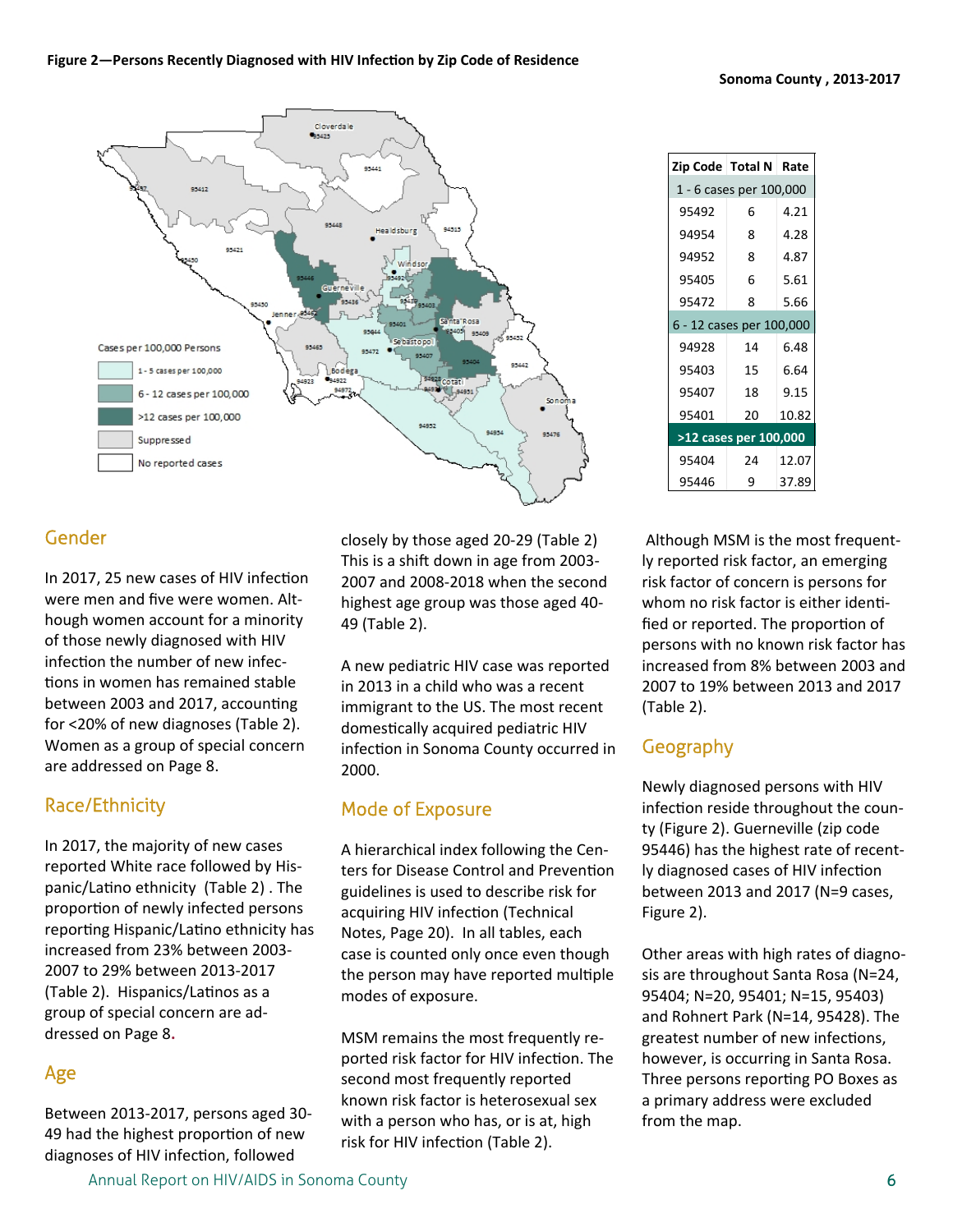**Figure 2—Persons Recently Diagnosed with HIV Infection by Zip Code of Residence**

**Sonoma County , 2013-2017**

| Zip Code | Total N | Rate |
|---|---|---|
| 1 - 6 cases per 100,000 | | |
| 95492 | 6 | 4.21 |
| 94954 | 8 | 4.28 |
| 94952 | 8 | 4.87 |
| 95405 | 6 | 5.61 |
| 95472 | 8 | 5.66 |
| 6 - 12 cases per 100,000 | | |
| 94928 | 14 | 6.48 |
| 95403 | 15 | 6.64 |
| 95407 | 18 | 9.15 |
| 95401 | 20 | 10.82 |
| >12 cases per 100,000 | | |
| 95404 | 24 | 12.07 |
| 95446 | 9 | 37.89 |

## Gender

In 2017, 25 new cases of HIV infection were men and five were women. Although women account for a minority of those newly diagnosed with HIV infection the number of new infections in women has remained stable between 2003 and 2017, accounting for <20% of new diagnoses (Table 2). Women as a group of special concern are addressed on Page 8.

## Race/Ethnicity

In 2017, the majority of new cases reported White race followed by Hispanic/Latino ethnicity (Table 2) . The proportion of newly infected persons reporting Hispanic/Latino ethnicity has increased from 23% between 2003-2007 to 29% between 2013-2017 (Table 2). Hispanics/Latinos as a group of special concern are addressed on Page 8.

## Age

Between 2013-2017, persons aged 30-49 had the highest proportion of new diagnoses of HIV infection, followed closely by those aged 20-29 (Table 2) This is a shift down in age from 2003-2007 and 2008-2018 when the second highest age group was those aged 40-49 (Table 2).

A new pediatric HIV case was reported in 2013 in a child who was a recent immigrant to the US. The most recent domestically acquired pediatric HIV infection in Sonoma County occurred in 2000.

## Mode of Exposure

A hierarchical index following the Centers for Disease Control and Prevention guidelines is used to describe risk for acquiring HIV infection (Technical Notes, Page 20). In all tables, each case is counted only once even though the person may have reported multiple modes of exposure.

MSM remains the most frequently reported risk factor for HIV infection. The second most frequently reported known risk factor is heterosexual sex with a person who has, or is at, high risk for HIV infection (Table 2).

Although MSM is the most frequently reported risk factor, an emerging risk factor of concern is persons for whom no risk factor is either identified or reported. The proportion of persons with no known risk factor has increased from 8% between 2003 and 2007 to 19% between 2013 and 2017 (Table 2).

## Geography

Newly diagnosed persons with HIV infection reside throughout the county (Figure 2). Guerneville (zip code 95446) has the highest rate of recently diagnosed cases of HIV infection between 2013 and 2017 (N=9 cases, Figure 2).

Other areas with high rates of diagnosis are throughout Santa Rosa (N=24, 95404; N=20, 95401; N=15, 95403) and Rohnert Park (N=14, 95428). The greatest number of new infections, however, is occurring in Santa Rosa. Three persons reporting PO Boxes as a primary address were excluded from the map.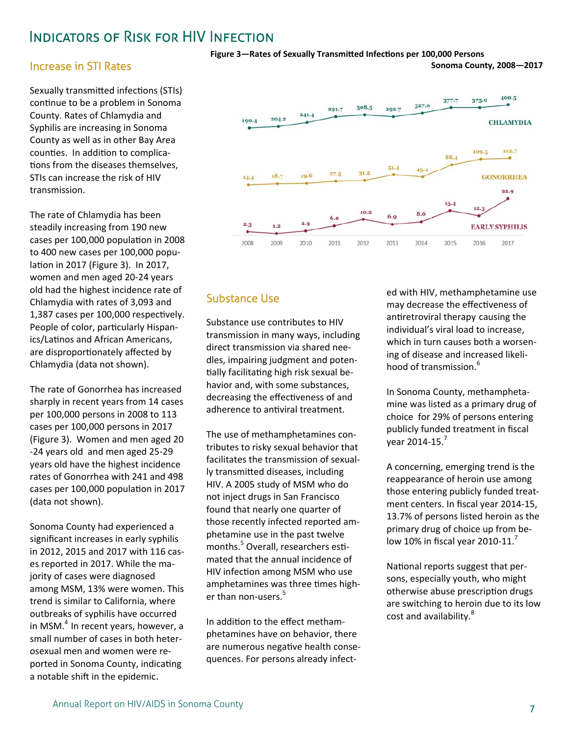# Indicators of Risk for HIV Infection

## Increase in STI Rates

Sexually transmitted infections (STIs) continue to be a problem in Sonoma County. Rates of Chlamydia and Syphilis are increasing in Sonoma County as well as in other Bay Area counties. In addition to complications from the diseases themselves, STIs can increase the risk of HIV transmission.

The rate of Chlamydia has been steadily increasing from 190 new cases per 100,000 population in 2008 to 400 new cases per 100,000 population in 2017 (Figure 3). In 2017, women and men aged 20-24 years old had the highest incidence rate of Chlamydia with rates of 3,093 and 1,387 cases per 100,000 respectively. People of color, particularly Hispanics/Latinos and African Americans, are disproportionately affected by Chlamydia (data not shown).

The rate of Gonorrhea has increased sharply in recent years from 14 cases per 100,000 persons in 2008 to 113 cases per 100,000 persons in 2017 (Figure 3). Women and men aged 20-24 years old and men aged 25-29 years old have the highest incidence rates of Gonorrhea with 241 and 498 cases per 100,000 population in 2017 (data not shown).

Sonoma County had experienced a significant increases in early syphilis in 2012, 2015 and 2017 with 116 cases reported in 2017. While the majority of cases were diagnosed among MSM, 13% were women. This trend is similar to California, where outbreaks of syphilis have occurred in MSM.[4] In recent years, however, a small number of cases in both heterosexual men and women were reported in Sonoma County, indicating a notable shift in the epidemic.

**Figure 3—Rates of Sexually Transmitted Infections per 100,000 Persons Sonoma County, 2008—2017**

| | 2008 | 2009 | 2010 | 2011 | 2012 | 2013 | 2014 | 2015 | 2016 | 2017 |
|---|---|---|---|---|---|---|---|---|---|---|
| CHLAMYDIA | 190.4 | 204.2 | 241.4 | 291.7 | 308.5 | 292.7 | 327.0 | 377.7 | 375.0 | 400.5 |
| GONORRHEA | 14.4 | 18.7 | 19.6 | 27.5 | 31.2 | 51.4 | 49.4 | 88.4 | 109.5 | 112.7 |
| EARLY SYPHILIS | 2.3 | 1.2 | 2.9 | 6.0 | 10.2 | 6.9 | 8.6 | 15.4 | 12.3 | 22.9 |

## Substance Use

Substance use contributes to HIV transmission in many ways, including direct transmission via shared needles, impairing judgment and potentially facilitating high risk sexual behavior and, with some substances, decreasing the effectiveness of and adherence to antiviral treatment.

The use of methamphetamines contributes to risky sexual behavior that facilitates the transmission of sexually transmitted diseases, including HIV. A 2005 study of MSM who do not inject drugs in San Francisco found that nearly one quarter of those recently infected reported amphetamine use in the past twelve months.[5] Overall, researchers estimated that the annual incidence of HIV infection among MSM who use amphetamines was three times higher than non-users.[5]

In addition to the effect methamphetamines have on behavior, there are numerous negative health consequences. For persons already infected with HIV, methamphetamine use may decrease the effectiveness of antiretroviral therapy causing the individual's viral load to increase, which in turn causes both a worsening of disease and increased likelihood of transmission.[6]

In Sonoma County, methamphetamine was listed as a primary drug of choice for 29% of persons entering publicly funded treatment in fiscal year 2014-15.[7]

A concerning, emerging trend is the reappearance of heroin use among those entering publicly funded treatment centers. In fiscal year 2014-15, 13.7% of persons listed heroin as the primary drug of choice up from below 10% in fiscal year 2010-11.[7]

National reports suggest that persons, especially youth, who might otherwise abuse prescription drugs are switching to heroin due to its low cost and availability.[8]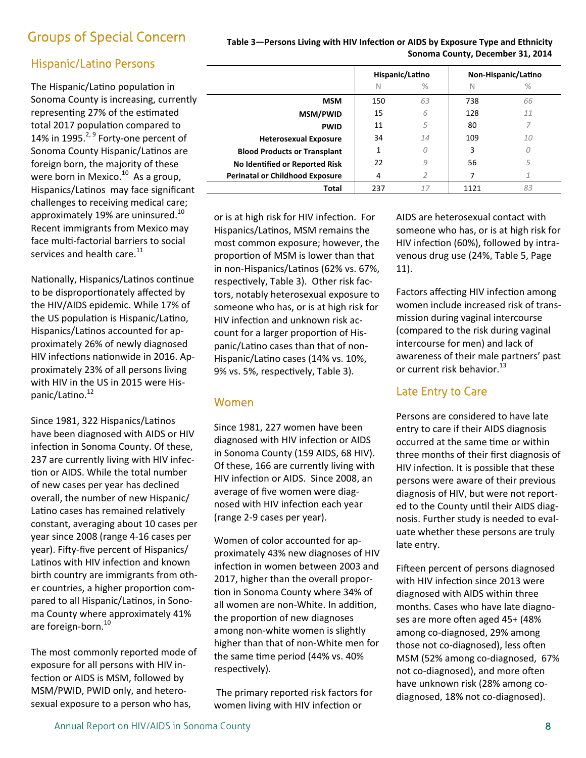# Groups of Special Concern

## Hispanic/Latino Persons

The Hispanic/Latino population in Sonoma County is increasing, currently representing 27% of the estimated total 2017 population compared to 14% in 1995.[2, 9] Forty-one percent of Sonoma County Hispanic/Latinos are foreign born, the majority of these were born in Mexico.[10] As a group, Hispanics/Latinos may face significant challenges to receiving medical care; approximately 19% are uninsured.[10] Recent immigrants from Mexico may face multi-factorial barriers to social services and health care.[11]

Nationally, Hispanics/Latinos continue to be disproportionately affected by the HIV/AIDS epidemic. While 17% of the US population is Hispanic/Latino, Hispanics/Latinos accounted for approximately 26% of newly diagnosed HIV infections nationwide in 2016. Approximately 23% of all persons living with HIV in the US in 2015 were Hispanic/Latino.[12]

Since 1981, 322 Hispanics/Latinos have been diagnosed with AIDS or HIV infection in Sonoma County. Of these, 237 are currently living with HIV infection or AIDS. While the total number of new cases per year has declined overall, the number of new Hispanic/Latino cases has remained relatively constant, averaging about 10 cases per year since 2008 (range 4-16 cases per year). Fifty-five percent of Hispanics/Latinos with HIV infection and known birth country are immigrants from other countries, a higher proportion compared to all Hispanic/Latinos, in Sonoma County where approximately 41% are foreign-born.[10]

The most commonly reported mode of exposure for all persons with HIV infection or AIDS is MSM, followed by MSM/PWID, PWID only, and heterosexual exposure to a person who has, or is at high risk for HIV infection. For Hispanics/Latinos, MSM remains the most common exposure; however, the proportion of MSM is lower than that in non-Hispanics/Latinos (62% vs. 67%, respectively, Table 3). Other risk factors, notably heterosexual exposure to someone who has, or is at high risk for HIV infection and unknown risk account for a larger proportion of Hispanic/Latino cases than that of non-Hispanic/Latino cases (14% vs. 10%, 9% vs. 5%, respectively, Table 3).

**Table 3—Persons Living with HIV Infection or AIDS by Exposure Type and Ethnicity Sonoma County, December 31, 2014**

| | Hispanic/Latino | | Non-Hispanic/Latino | |
|---|---|---|---|---|
| | N | % | N | % |
| **MSM** | 150 | *63* | 738 | *66* |
| **MSM/PWID** | 15 | *6* | 128 | *11* |
| **PWID** | 11 | *5* | 80 | *7* |
| **Heterosexual Exposure** | 34 | *14* | 109 | *10* |
| **Blood Products or Transplant** | 1 | *0* | 3 | *0* |
| **No Identified or Reported Risk** | 22 | *9* | 56 | *5* |
| **Perinatal or Childhood Exposure** | 4 | *2* | 7 | *1* |
| **Total** | 237 | *17* | 1121 | *83* |

## Women

Since 1981, 227 women have been diagnosed with HIV infection or AIDS in Sonoma County (159 AIDS, 68 HIV). Of these, 166 are currently living with HIV infection or AIDS. Since 2008, an average of five women were diagnosed with HIV infection each year (range 2-9 cases per year).

Women of color accounted for approximately 43% new diagnoses of HIV infection in women between 2003 and 2017, higher than the overall proportion in Sonoma County where 34% of all women are non-White. In addition, the proportion of new diagnoses among non-white women is slightly higher than that of non-White men for the same time period (44% vs. 40% respectively).

The primary reported risk factors for women living with HIV infection or AIDS are heterosexual contact with someone who has, or is at high risk for HIV infection (60%), followed by intravenous drug use (24%, Table 5, Page 11).

Factors affecting HIV infection among women include increased risk of transmission during vaginal intercourse (compared to the risk during vaginal intercourse for men) and lack of awareness of their male partners' past or current risk behavior.[13]

## Late Entry to Care

Persons are considered to have late entry to care if their AIDS diagnosis occurred at the same time or within three months of their first diagnosis of HIV infection. It is possible that these persons were aware of their previous diagnosis of HIV, but were not reported to the County until their AIDS diagnosis. Further study is needed to evaluate whether these persons are truly late entry.

Fifteen percent of persons diagnosed with HIV infection since 2013 were diagnosed with AIDS within three months. Cases who have late diagnoses are more often aged 45+ (48% among co-diagnosed, 29% among those not co-diagnosed), less often MSM (52% among co-diagnosed, 67% not co-diagnosed), and more often have unknown risk (28% among co-diagnosed, 18% not co-diagnosed).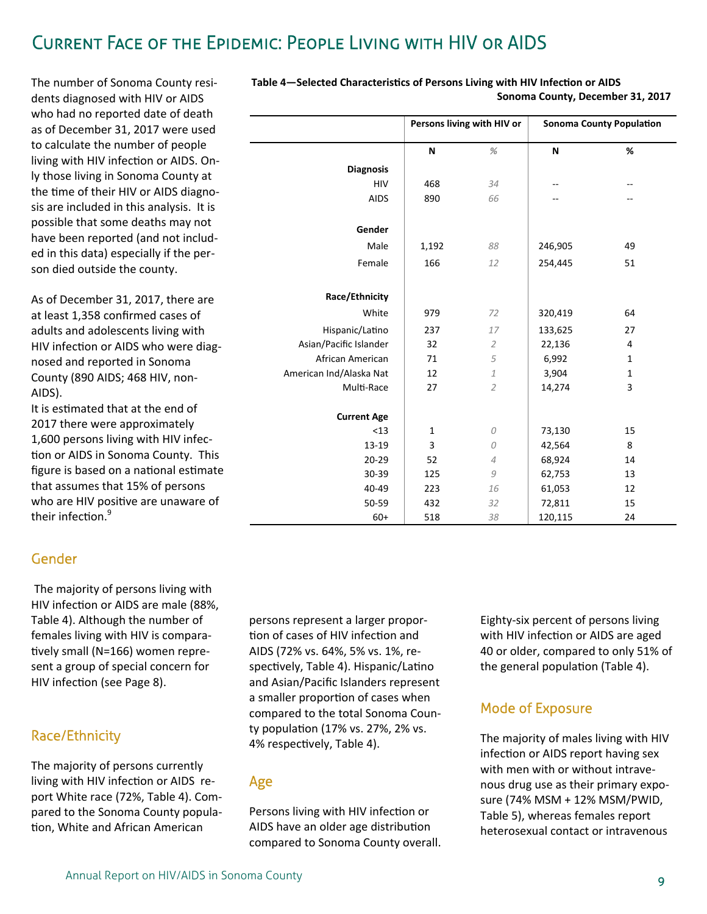# Current Face of the Epidemic: People Living with HIV or AIDS

The number of Sonoma County residents diagnosed with HIV or AIDS who had no reported date of death as of December 31, 2017 were used to calculate the number of people living with HIV infection or AIDS. Only those living in Sonoma County at the time of their HIV or AIDS diagnosis are included in this analysis. It is possible that some deaths may not have been reported (and not included in this data) especially if the person died outside the county.

As of December 31, 2017, there are at least 1,358 confirmed cases of adults and adolescents living with HIV infection or AIDS who were diagnosed and reported in Sonoma County (890 AIDS; 468 HIV, non-AIDS).

It is estimated that at the end of 2017 there were approximately 1,600 persons living with HIV infection or AIDS in Sonoma County. This figure is based on a national estimate that assumes that 15% of persons who are HIV positive are unaware of their infection.[9]

**Table 4—Selected Characteristics of Persons Living with HIV Infection or AIDS Sonoma County, December 31, 2017**

| | Persons living with HIV or | | Sonoma County Population | |
|---|---|---|---|---|
| | N | % | N | % |
| **Diagnosis** | | | | |
| HIV | 468 | 34 | -- | -- |
| AIDS | 890 | 66 | -- | -- |
| **Gender** | | | | |
| Male | 1,192 | 88 | 246,905 | 49 |
| Female | 166 | 12 | 254,445 | 51 |
| **Race/Ethnicity** | | | | |
| White | 979 | 72 | 320,419 | 64 |
| Hispanic/Latino | 237 | 17 | 133,625 | 27 |
| Asian/Pacific Islander | 32 | 2 | 22,136 | 4 |
| African American | 71 | 5 | 6,992 | 1 |
| American Ind/Alaska Nat | 12 | 1 | 3,904 | 1 |
| Multi-Race | 27 | 2 | 14,274 | 3 |
| **Current Age** | | | | |
| <13 | 1 | 0 | 73,130 | 15 |
| 13-19 | 3 | 0 | 42,564 | 8 |
| 20-29 | 52 | 4 | 68,924 | 14 |
| 30-39 | 125 | 9 | 62,753 | 13 |
| 40-49 | 223 | 16 | 61,053 | 12 |
| 50-59 | 432 | 32 | 72,811 | 15 |
| 60+ | 518 | 38 | 120,115 | 24 |

## Gender

The majority of persons living with HIV infection or AIDS are male (88%, Table 4). Although the number of females living with HIV is comparatively small (N=166) women represent a group of special concern for HIV infection (see Page 8).

## Race/Ethnicity

The majority of persons currently living with HIV infection or AIDS report White race (72%, Table 4). Compared to the Sonoma County population, White and African American persons represent a larger proportion of cases of HIV infection and AIDS (72% vs. 64%, 5% vs. 1%, respectively, Table 4). Hispanic/Latino and Asian/Pacific Islanders represent a smaller proportion of cases when compared to the total Sonoma County population (17% vs. 27%, 2% vs. 4% respectively, Table 4).

## Age

Persons living with HIV infection or AIDS have an older age distribution compared to Sonoma County overall. Eighty-six percent of persons living with HIV infection or AIDS are aged 40 or older, compared to only 51% of the general population (Table 4).

## Mode of Exposure

The majority of males living with HIV infection or AIDS report having sex with men with or without intravenous drug use as their primary exposure (74% MSM + 12% MSM/PWID, Table 5), whereas females report heterosexual contact or intravenous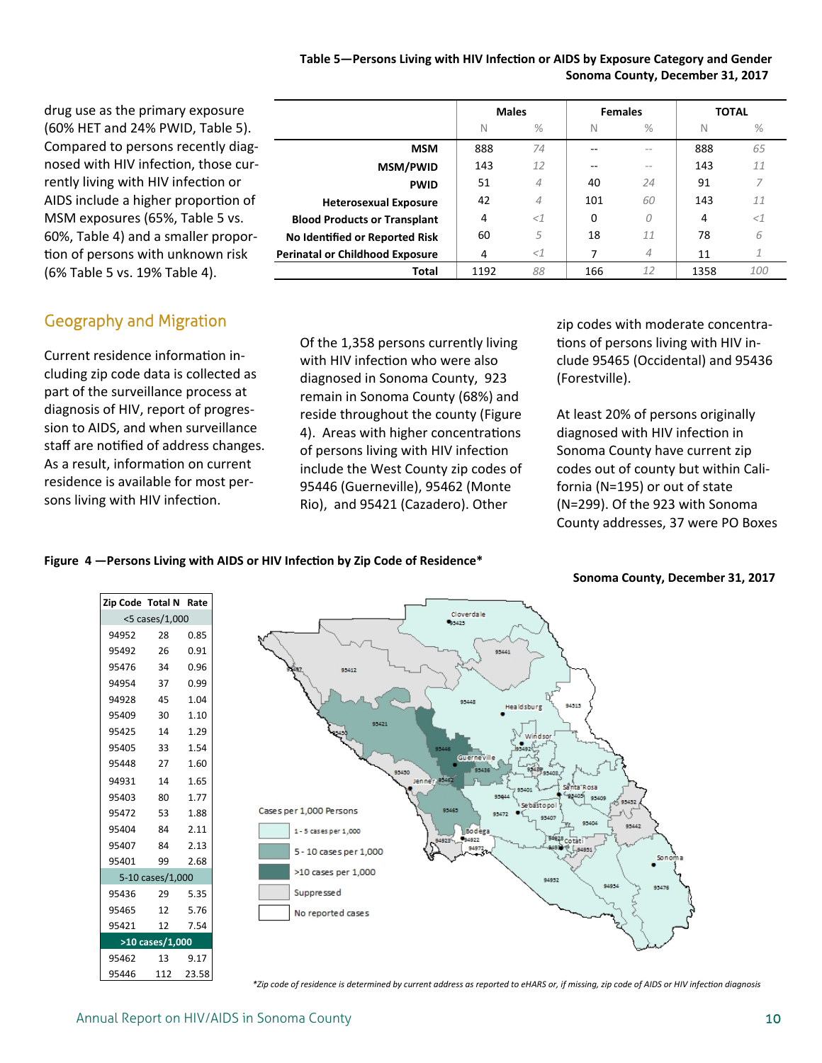drug use as the primary exposure (60% HET and 24% PWID, Table 5). Compared to persons recently diagnosed with HIV infection, those currently living with HIV infection or AIDS include a higher proportion of MSM exposures (65%, Table 5 vs. 60%, Table 4) and a smaller proportion of persons with unknown risk (6% Table 5 vs. 19% Table 4).

**Table 5—Persons Living with HIV Infection or AIDS by Exposure Category and Gender Sonoma County, December 31, 2017**

| | Males | | Females | | TOTAL | |
|---|---|---|---|---|---|---|
| | N | % | N | % | N | % |
| **MSM** | 888 | 74 | -- | -- | 888 | 65 |
| **MSM/PWID** | 143 | 12 | -- | -- | 143 | 11 |
| **PWID** | 51 | 4 | 40 | 24 | 91 | 7 |
| **Heterosexual Exposure** | 42 | 4 | 101 | 60 | 143 | 11 |
| **Blood Products or Transplant** | 4 | <1 | 0 | 0 | 4 | <1 |
| **No Identified or Reported Risk** | 60 | 5 | 18 | 11 | 78 | 6 |
| **Perinatal or Childhood Exposure** | 4 | <1 | 7 | 4 | 11 | 1 |
| **Total** | 1192 | 88 | 166 | 12 | 1358 | 100 |

## Geography and Migration

Current residence information including zip code data is collected as part of the surveillance process at diagnosis of HIV, report of progression to AIDS, and when surveillance staff are notified of address changes. As a result, information on current residence is available for most persons living with HIV infection.

Of the 1,358 persons currently living with HIV infection who were also diagnosed in Sonoma County, 923 remain in Sonoma County (68%) and reside throughout the county (Figure 4). Areas with higher concentrations of persons living with HIV infection include the West County zip codes of 95446 (Guerneville), 95462 (Monte Rio), and 95421 (Cazadero). Other zip codes with moderate concentrations of persons living with HIV include 95465 (Occidental) and 95436 (Forestville).

At least 20% of persons originally diagnosed with HIV infection in Sonoma County have current zip codes out of county but within California (N=195) or out of state (N=299). Of the 923 with Sonoma County addresses, 37 were PO Boxes

**Figure 4 —Persons Living with AIDS or HIV Infection by Zip Code of Residence\***

**Sonoma County, December 31, 2017**

| Zip Code | Total N | Rate |
|---|---|---|
| <5 cases/1,000 | | |
| 94952 | 28 | 0.85 |
| 95492 | 26 | 0.91 |
| 95476 | 34 | 0.96 |
| 94954 | 37 | 0.99 |
| 94928 | 45 | 1.04 |
| 95409 | 30 | 1.10 |
| 95425 | 14 | 1.29 |
| 95405 | 33 | 1.54 |
| 95448 | 27 | 1.60 |
| 94931 | 14 | 1.65 |
| 95403 | 80 | 1.77 |
| 95472 | 53 | 1.88 |
| 95404 | 84 | 2.11 |
| 95407 | 84 | 2.13 |
| 95401 | 99 | 2.68 |
| 5-10 cases/1,000 | | |
| 95436 | 29 | 5.35 |
| 95465 | 12 | 5.76 |
| 95421 | 12 | 7.54 |
| >10 cases/1,000 | | |
| 95462 | 13 | 9.17 |
| 95446 | 112 | 23.58 |

Cases per 1,000 Persons: 1 - 5 cases per 1,000; 5 - 10 cases per 1,000; >10 cases per 1,000; Suppressed; No reported cases

*\*Zip code of residence is determined by current address as reported to eHARS or, if missing, zip code of AIDS or HIV infection diagnosis*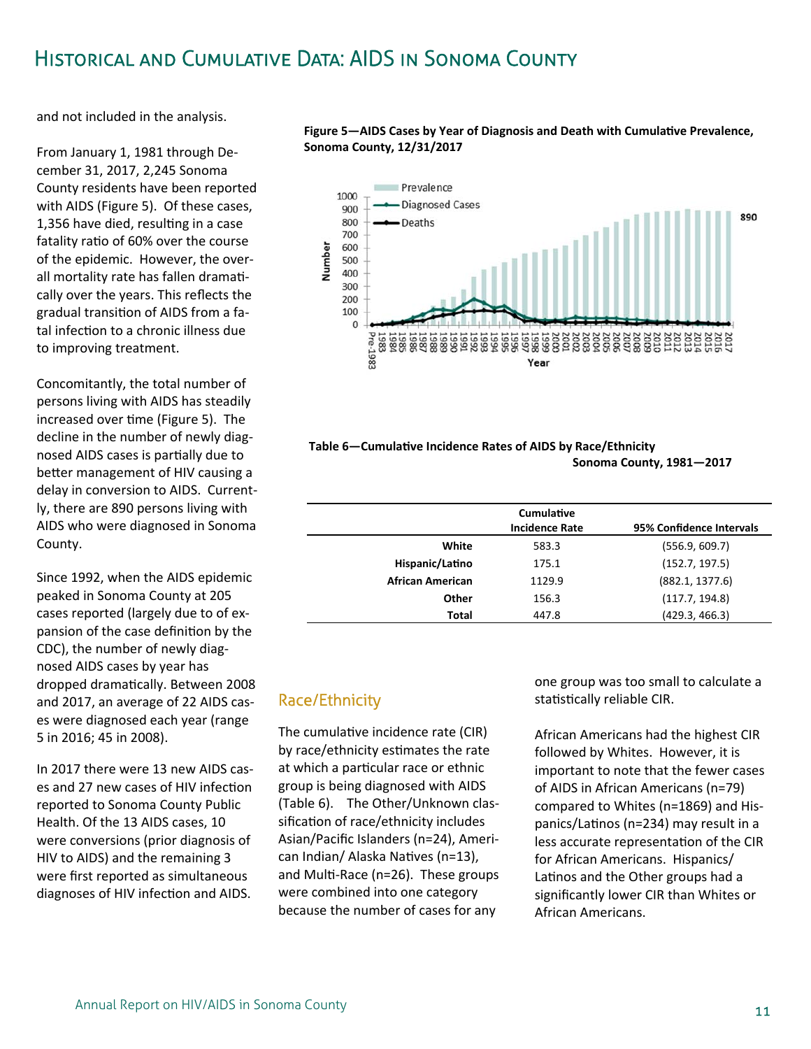# Historical and Cumulative Data: AIDS in Sonoma County

and not included in the analysis.

From January 1, 1981 through December 31, 2017, 2,245 Sonoma County residents have been reported with AIDS (Figure 5). Of these cases, 1,356 have died, resulting in a case fatality ratio of 60% over the course of the epidemic. However, the overall mortality rate has fallen dramatically over the years. This reflects the gradual transition of AIDS from a fatal infection to a chronic illness due to improving treatment.

Concomitantly, the total number of persons living with AIDS has steadily increased over time (Figure 5). The decline in the number of newly diagnosed AIDS cases is partially due to better management of HIV causing a delay in conversion to AIDS. Currently, there are 890 persons living with AIDS who were diagnosed in Sonoma County.

Since 1992, when the AIDS epidemic peaked in Sonoma County at 205 cases reported (largely due to of expansion of the case definition by the CDC), the number of newly diagnosed AIDS cases by year has dropped dramatically. Between 2008 and 2017, an average of 22 AIDS cases were diagnosed each year (range 5 in 2016; 45 in 2008).

In 2017 there were 13 new AIDS cases and 27 new cases of HIV infection reported to Sonoma County Public Health. Of the 13 AIDS cases, 10 were conversions (prior diagnosis of HIV to AIDS) and the remaining 3 were first reported as simultaneous diagnoses of HIV infection and AIDS.

**Figure 5—AIDS Cases by Year of Diagnosis and Death with Cumulative Prevalence, Sonoma County, 12/31/2017**

**Table 6—Cumulative Incidence Rates of AIDS by Race/Ethnicity Sonoma County, 1981—2017**

| | Cumulative Incidence Rate | 95% Confidence Intervals |
|---|---|---|
| White | 583.3 | (556.9, 609.7) |
| Hispanic/Latino | 175.1 | (152.7, 197.5) |
| African American | 1129.9 | (882.1, 1377.6) |
| Other | 156.3 | (117.7, 194.8) |
| Total | 447.8 | (429.3, 466.3) |

## Race/Ethnicity

The cumulative incidence rate (CIR) by race/ethnicity estimates the rate at which a particular race or ethnic group is being diagnosed with AIDS (Table 6). The Other/Unknown classification of race/ethnicity includes Asian/Pacific Islanders (n=24), American Indian/ Alaska Natives (n=13), and Multi-Race (n=26). These groups were combined into one category because the number of cases for any one group was too small to calculate a statistically reliable CIR.

African Americans had the highest CIR followed by Whites. However, it is important to note that the fewer cases of AIDS in African Americans (n=79) compared to Whites (n=1869) and Hispanics/Latinos (n=234) may result in a less accurate representation of the CIR for African Americans. Hispanics/ Latinos and the Other groups had a significantly lower CIR than Whites or African Americans.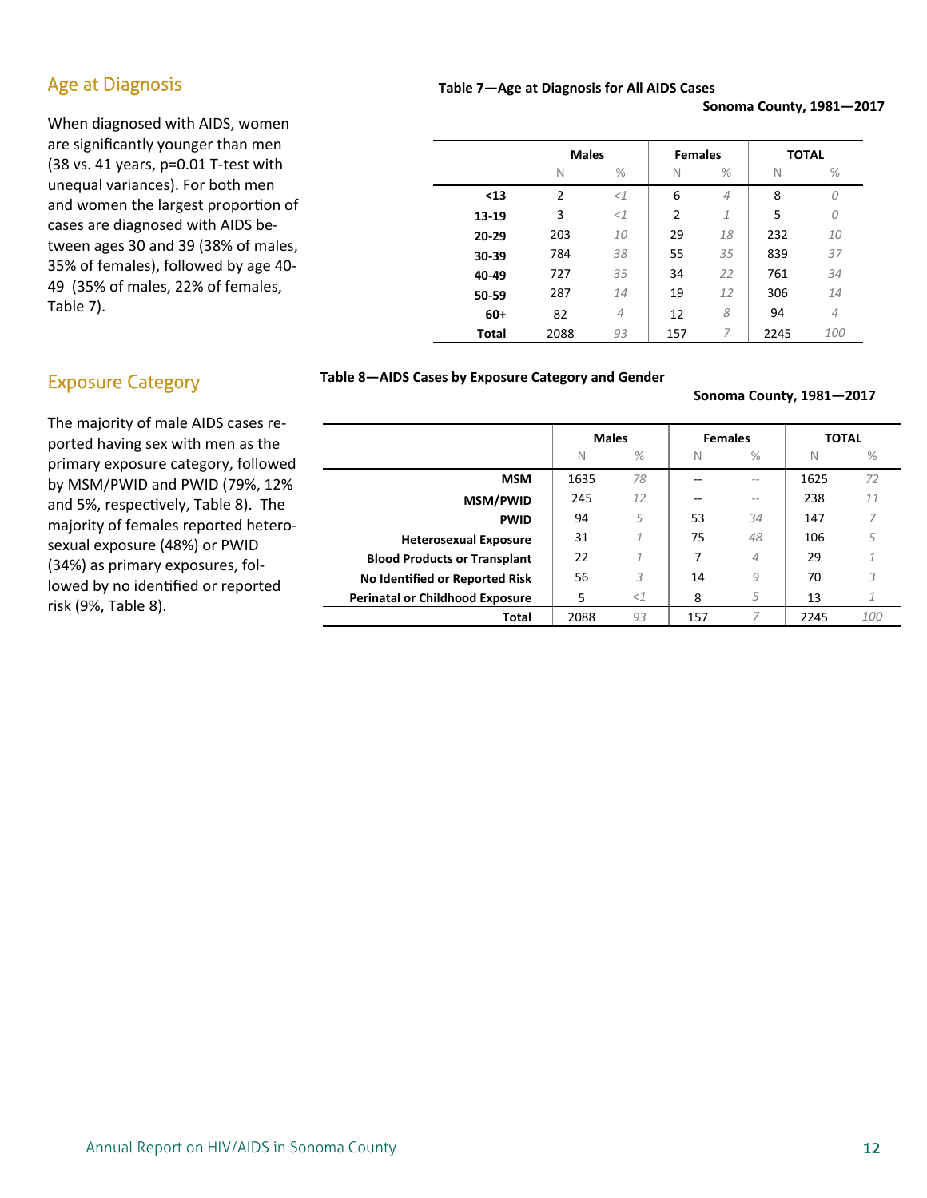## Age at Diagnosis

When diagnosed with AIDS, women are significantly younger than men (38 vs. 41 years, p=0.01 T-test with unequal variances). For both men and women the largest proportion of cases are diagnosed with AIDS between ages 30 and 39 (38% of males, 35% of females), followed by age 40-49 (35% of males, 22% of females, Table 7).

**Table 7—Age at Diagnosis for All AIDS Cases**

**Sonoma County, 1981—2017**

| | Males | | Females | | TOTAL | |
|---|---|---|---|---|---|---|
| | N | % | N | % | N | % |
| **<13** | 2 | *<1* | 6 | *4* | 8 | *0* |
| **13-19** | 3 | *<1* | 2 | *1* | 5 | *0* |
| **20-29** | 203 | *10* | 29 | *18* | 232 | *10* |
| **30-39** | 784 | *38* | 55 | *35* | 839 | *37* |
| **40-49** | 727 | *35* | 34 | *22* | 761 | *34* |
| **50-59** | 287 | *14* | 19 | *12* | 306 | *14* |
| **60+** | 82 | *4* | 12 | *8* | 94 | *4* |
| **Total** | 2088 | *93* | 157 | *7* | 2245 | *100* |

## Exposure Category

The majority of male AIDS cases reported having sex with men as the primary exposure category, followed by MSM/PWID and PWID (79%, 12% and 5%, respectively, Table 8). The majority of females reported heterosexual exposure (48%) or PWID (34%) as primary exposures, followed by no identified or reported risk (9%, Table 8).

**Table 8—AIDS Cases by Exposure Category and Gender**

**Sonoma County, 1981—2017**

| | Males | | Females | | TOTAL | |
|---|---|---|---|---|---|---|
| | N | % | N | % | N | % |
| **MSM** | 1635 | *78* | -- | -- | 1625 | *72* |
| **MSM/PWID** | 245 | *12* | -- | -- | 238 | *11* |
| **PWID** | 94 | *5* | 53 | *34* | 147 | *7* |
| **Heterosexual Exposure** | 31 | *1* | 75 | *48* | 106 | *5* |
| **Blood Products or Transplant** | 22 | *1* | 7 | *4* | 29 | *1* |
| **No Identified or Reported Risk** | 56 | *3* | 14 | *9* | 70 | *3* |
| **Perinatal or Childhood Exposure** | 5 | *<1* | 8 | *5* | 13 | *1* |
| **Total** | 2088 | *93* | 157 | *7* | 2245 | *100* |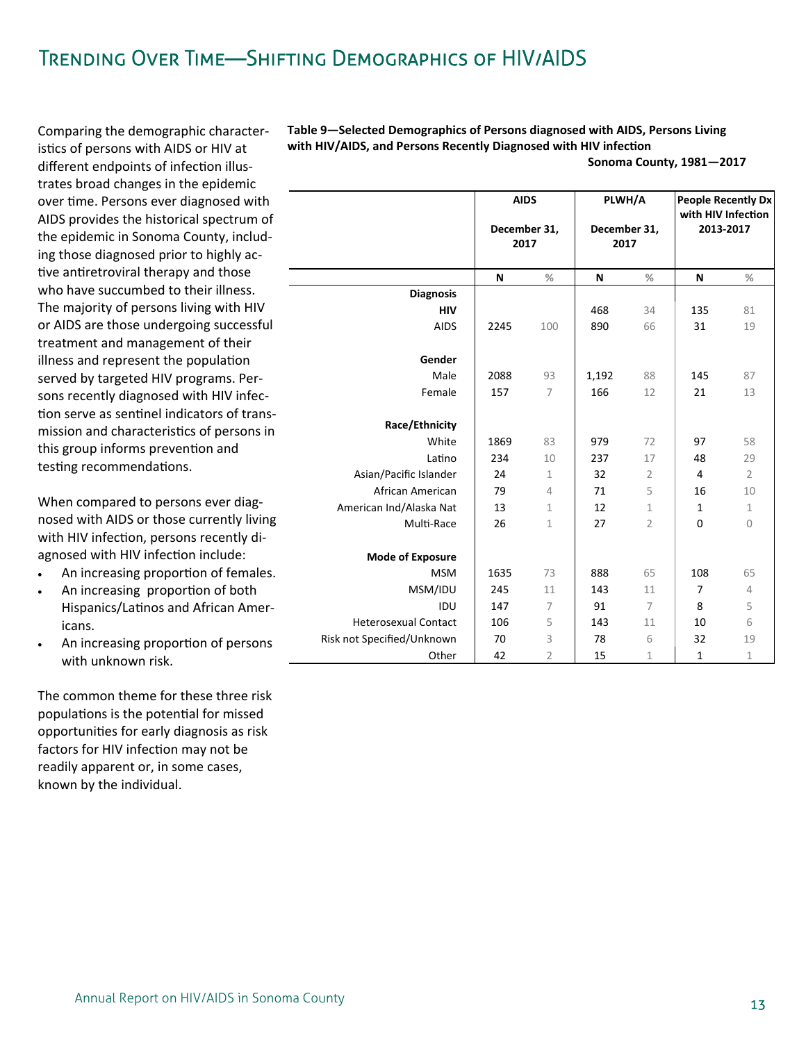# Trending Over Time—Shifting Demographics of HIV/AIDS

Comparing the demographic characteristics of persons with AIDS or HIV at different endpoints of infection illustrates broad changes in the epidemic over time. Persons ever diagnosed with AIDS provides the historical spectrum of the epidemic in Sonoma County, including those diagnosed prior to highly active antiretroviral therapy and those who have succumbed to their illness. The majority of persons living with HIV or AIDS are those undergoing successful treatment and management of their illness and represent the population served by targeted HIV programs. Persons recently diagnosed with HIV infection serve as sentinel indicators of transmission and characteristics of persons in this group informs prevention and testing recommendations.

When compared to persons ever diagnosed with AIDS or those currently living with HIV infection, persons recently diagnosed with HIV infection include:

- An increasing proportion of females.
- An increasing proportion of both Hispanics/Latinos and African Americans.
- An increasing proportion of persons with unknown risk.

The common theme for these three risk populations is the potential for missed opportunities for early diagnosis as risk factors for HIV infection may not be readily apparent or, in some cases, known by the individual.

**Table 9—Selected Demographics of Persons diagnosed with AIDS, Persons Living with HIV/AIDS, and Persons Recently Diagnosed with HIV infection**

**Sonoma County, 1981—2017**

| | AIDS December 31, 2017 | | PLWH/A December 31, 2017 | | People Recently Dx with HIV Infection 2013-2017 | |
|---|---|---|---|---|---|---|
| | N | % | N | % | N | % |
| **Diagnosis** | | | | | | |
| **HIV** | | | 468 | 34 | 135 | 81 |
| AIDS | 2245 | 100 | 890 | 66 | 31 | 19 |
| **Gender** | | | | | | |
| Male | 2088 | 93 | 1,192 | 88 | 145 | 87 |
| Female | 157 | 7 | 166 | 12 | 21 | 13 |
| **Race/Ethnicity** | | | | | | |
| White | 1869 | 83 | 979 | 72 | 97 | 58 |
| Latino | 234 | 10 | 237 | 17 | 48 | 29 |
| Asian/Pacific Islander | 24 | 1 | 32 | 2 | 4 | 2 |
| African American | 79 | 4 | 71 | 5 | 16 | 10 |
| American Ind/Alaska Nat | 13 | 1 | 12 | 1 | 1 | 1 |
| Multi-Race | 26 | 1 | 27 | 2 | 0 | 0 |
| **Mode of Exposure** | | | | | | |
| MSM | 1635 | 73 | 888 | 65 | 108 | 65 |
| MSM/IDU | 245 | 11 | 143 | 11 | 7 | 4 |
| IDU | 147 | 7 | 91 | 7 | 8 | 5 |
| Heterosexual Contact | 106 | 5 | 143 | 11 | 10 | 6 |
| Risk not Specified/Unknown | 70 | 3 | 78 | 6 | 32 | 19 |
| Other | 42 | 2 | 15 | 1 | 1 | 1 |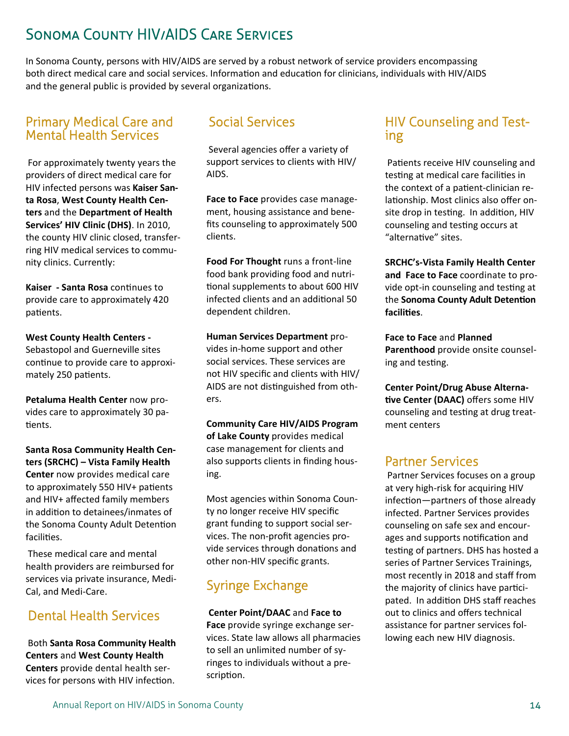# Sonoma County HIV/AIDS Care Services

In Sonoma County, persons with HIV/AIDS are served by a robust network of service providers encompassing both direct medical care and social services. Information and education for clinicians, individuals with HIV/AIDS and the general public is provided by several organizations.

## Primary Medical Care and Mental Health Services

For approximately twenty years the providers of direct medical care for HIV infected persons was **Kaiser Santa Rosa**, **West County Health Centers** and the **Department of Health Services' HIV Clinic (DHS)**. In 2010, the county HIV clinic closed, transferring HIV medical services to community clinics. Currently:

**Kaiser - Santa Rosa** continues to provide care to approximately 420 patients.

**West County Health Centers -** Sebastopol and Guerneville sites continue to provide care to approximately 250 patients.

**Petaluma Health Center** now provides care to approximately 30 patients.

**Santa Rosa Community Health Centers (SRCHC) – Vista Family Health Center** now provides medical care to approximately 550 HIV+ patients and HIV+ affected family members in addition to detainees/inmates of the Sonoma County Adult Detention facilities.

These medical care and mental health providers are reimbursed for services via private insurance, Medi-Cal, and Medi-Care.

## Dental Health Services

Both **Santa Rosa Community Health Centers** and **West County Health Centers** provide dental health services for persons with HIV infection.

## Social Services

Several agencies offer a variety of support services to clients with HIV/AIDS.

**Face to Face** provides case management, housing assistance and benefits counseling to approximately 500 clients.

**Food For Thought** runs a front-line food bank providing food and nutritional supplements to about 600 HIV infected clients and an additional 50 dependent children.

**Human Services Department** provides in-home support and other social services. These services are not HIV specific and clients with HIV/AIDS are not distinguished from others.

**Community Care HIV/AIDS Program of Lake County** provides medical case management for clients and also supports clients in finding housing.

Most agencies within Sonoma County no longer receive HIV specific grant funding to support social services. The non-profit agencies provide services through donations and other non-HIV specific grants.

## Syringe Exchange

**Center Point/DAAC** and **Face to Face** provide syringe exchange services. State law allows all pharmacies to sell an unlimited number of syringes to individuals without a prescription.

## HIV Counseling and Testing

Patients receive HIV counseling and testing at medical care facilities in the context of a patient-clinician relationship. Most clinics also offer onsite drop in testing. In addition, HIV counseling and testing occurs at "alternative" sites.

**SRCHC's-Vista Family Health Center and Face to Face** coordinate to provide opt-in counseling and testing at the **Sonoma County Adult Detention facilities**.

**Face to Face** and **Planned Parenthood** provide onsite counseling and testing.

**Center Point/Drug Abuse Alternative Center (DAAC)** offers some HIV counseling and testing at drug treatment centers

## Partner Services

Partner Services focuses on a group at very high-risk for acquiring HIV infection—partners of those already infected. Partner Services provides counseling on safe sex and encourages and supports notification and testing of partners. DHS has hosted a series of Partner Services Trainings, most recently in 2018 and staff from the majority of clinics have participated. In addition DHS staff reaches out to clinics and offers technical assistance for partner services following each new HIV diagnosis.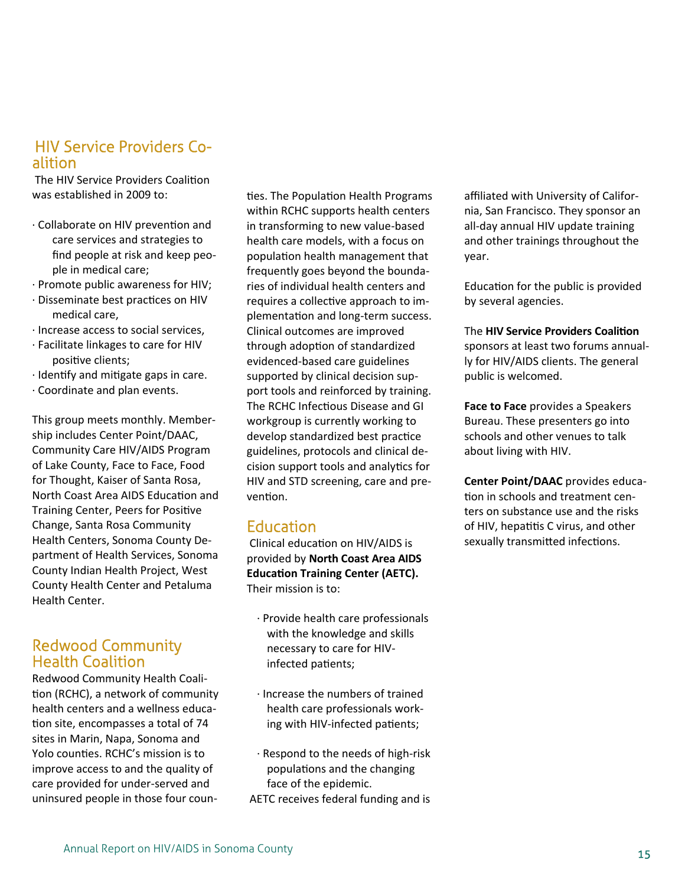## HIV Service Providers Coalition

The HIV Service Providers Coalition was established in 2009 to:

- Collaborate on HIV prevention and care services and strategies to find people at risk and keep people in medical care;
- Promote public awareness for HIV;
- Disseminate best practices on HIV medical care,
- Increase access to social services,
- Facilitate linkages to care for HIV positive clients;
- Identify and mitigate gaps in care.
- Coordinate and plan events.

This group meets monthly. Membership includes Center Point/DAAC, Community Care HIV/AIDS Program of Lake County, Face to Face, Food for Thought, Kaiser of Santa Rosa, North Coast Area AIDS Education and Training Center, Peers for Positive Change, Santa Rosa Community Health Centers, Sonoma County Department of Health Services, Sonoma County Indian Health Project, West County Health Center and Petaluma Health Center.

## Redwood Community Health Coalition

Redwood Community Health Coalition (RCHC), a network of community health centers and a wellness education site, encompasses a total of 74 sites in Marin, Napa, Sonoma and Yolo counties. RCHC's mission is to improve access to and the quality of care provided for under-served and uninsured people in those four counties. The Population Health Programs within RCHC supports health centers in transforming to new value-based health care models, with a focus on population health management that frequently goes beyond the boundaries of individual health centers and requires a collective approach to implementation and long-term success. Clinical outcomes are improved through adoption of standardized evidenced-based care guidelines supported by clinical decision support tools and reinforced by training. The RCHC Infectious Disease and GI workgroup is currently working to develop standardized best practice guidelines, protocols and clinical decision support tools and analytics for HIV and STD screening, care and prevention.

## Education

Clinical education on HIV/AIDS is provided by **North Coast Area AIDS Education Training Center (AETC).** Their mission is to:

- Provide health care professionals with the knowledge and skills necessary to care for HIV-infected patients;
- Increase the numbers of trained health care professionals working with HIV-infected patients;
- Respond to the needs of high-risk populations and the changing face of the epidemic.

AETC receives federal funding and is affiliated with University of California, San Francisco. They sponsor an all-day annual HIV update training and other trainings throughout the year.

Education for the public is provided by several agencies.

The **HIV Service Providers Coalition** sponsors at least two forums annually for HIV/AIDS clients. The general public is welcomed.

**Face to Face** provides a Speakers Bureau. These presenters go into schools and other venues to talk about living with HIV.

**Center Point/DAAC** provides education in schools and treatment centers on substance use and the risks of HIV, hepatitis C virus, and other sexually transmitted infections.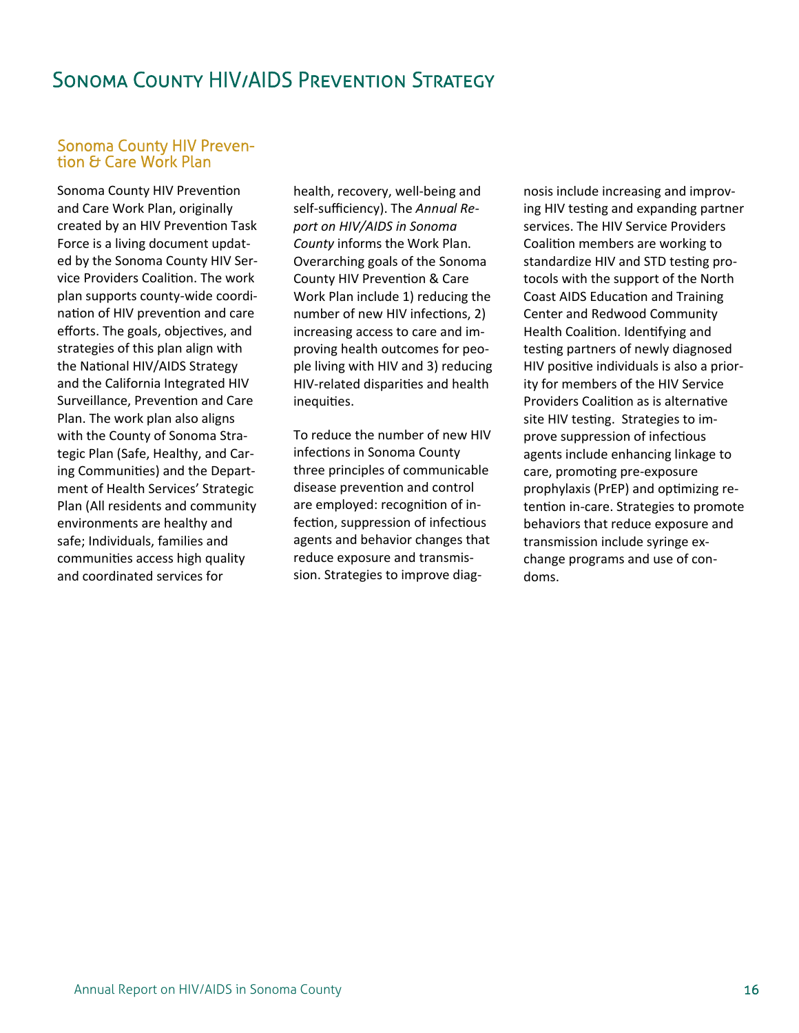# Sonoma County HIV/AIDS Prevention Strategy

## Sonoma County HIV Prevention & Care Work Plan

Sonoma County HIV Prevention and Care Work Plan, originally created by an HIV Prevention Task Force is a living document updated by the Sonoma County HIV Service Providers Coalition. The work plan supports county-wide coordination of HIV prevention and care efforts. The goals, objectives, and strategies of this plan align with the National HIV/AIDS Strategy and the California Integrated HIV Surveillance, Prevention and Care Plan. The work plan also aligns with the County of Sonoma Strategic Plan (Safe, Healthy, and Caring Communities) and the Department of Health Services' Strategic Plan (All residents and community environments are healthy and safe; Individuals, families and communities access high quality and coordinated services for health, recovery, well-being and self-sufficiency). The *Annual Report on HIV/AIDS in Sonoma County* informs the Work Plan. Overarching goals of the Sonoma County HIV Prevention & Care Work Plan include 1) reducing the number of new HIV infections, 2) increasing access to care and improving health outcomes for people living with HIV and 3) reducing HIV-related disparities and health inequities.

To reduce the number of new HIV infections in Sonoma County three principles of communicable disease prevention and control are employed: recognition of infection, suppression of infectious agents and behavior changes that reduce exposure and transmission. Strategies to improve diagnosis include increasing and improving HIV testing and expanding partner services. The HIV Service Providers Coalition members are working to standardize HIV and STD testing protocols with the support of the North Coast AIDS Education and Training Center and Redwood Community Health Coalition. Identifying and testing partners of newly diagnosed HIV positive individuals is also a priority for members of the HIV Service Providers Coalition as is alternative site HIV testing. Strategies to improve suppression of infectious agents include enhancing linkage to care, promoting pre-exposure prophylaxis (PrEP) and optimizing retention in-care. Strategies to promote behaviors that reduce exposure and transmission include syringe exchange programs and use of condoms.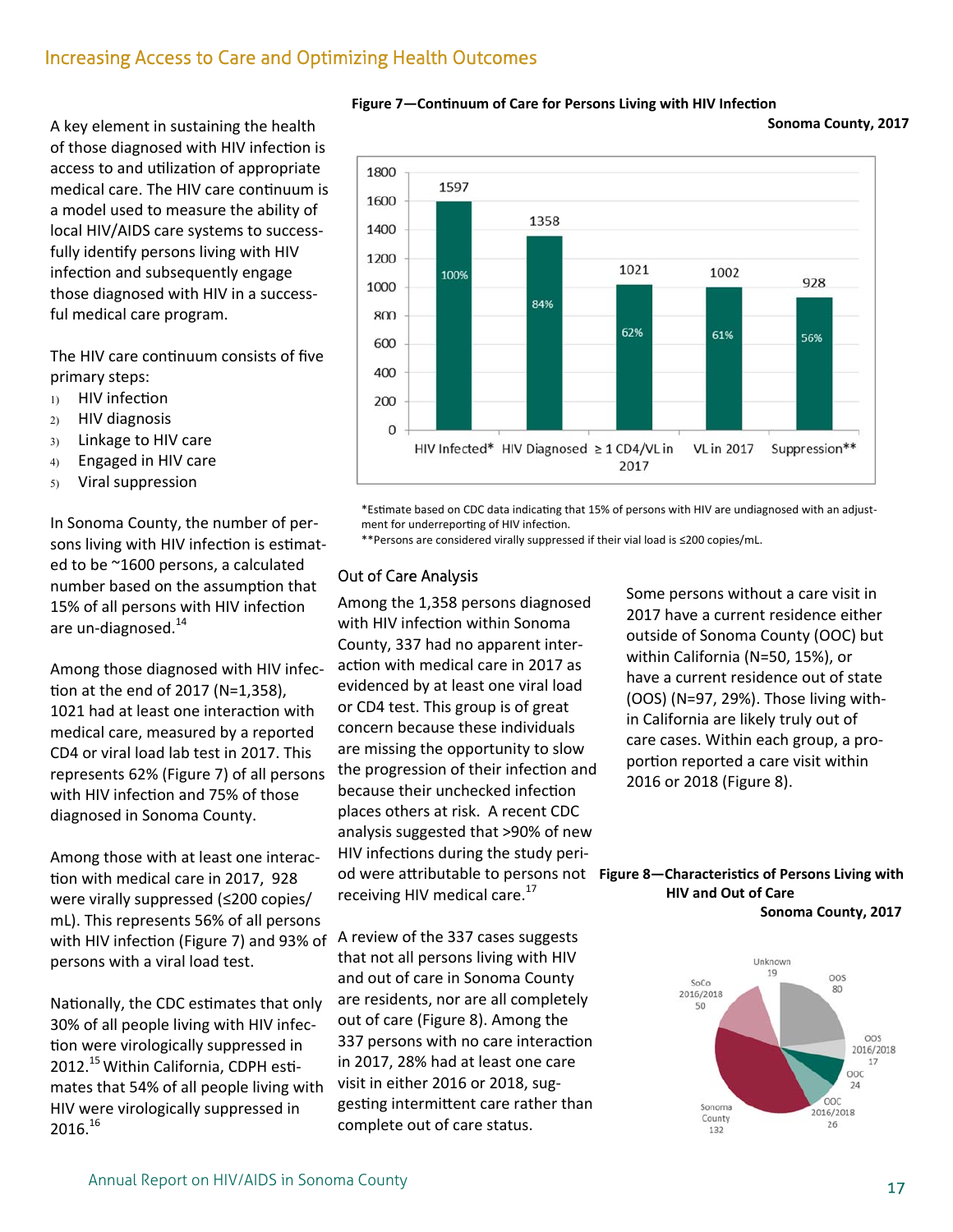## Increasing Access to Care and Optimizing Health Outcomes

A key element in sustaining the health of those diagnosed with HIV infection is access to and utilization of appropriate medical care. The HIV care continuum is a model used to measure the ability of local HIV/AIDS care systems to successfully identify persons living with HIV infection and subsequently engage those diagnosed with HIV in a successful medical care program.

The HIV care continuum consists of five primary steps:

1) HIV infection
2) HIV diagnosis
3) Linkage to HIV care
4) Engaged in HIV care
5) Viral suppression

In Sonoma County, the number of persons living with HIV infection is estimated to be ~1600 persons, a calculated number based on the assumption that 15% of all persons with HIV infection are un-diagnosed.[14]

Among those diagnosed with HIV infection at the end of 2017 (N=1,358), 1021 had at least one interaction with medical care, measured by a reported CD4 or viral load lab test in 2017. This represents 62% (Figure 7) of all persons with HIV infection and 75% of those diagnosed in Sonoma County.

Among those with at least one interaction with medical care in 2017, 928 were virally suppressed (≤200 copies/mL). This represents 56% of all persons with HIV infection (Figure 7) and 93% of persons with a viral load test.

Nationally, the CDC estimates that only 30% of all people living with HIV infection were virologically suppressed in 2012.[15] Within California, CDPH estimates that 54% of all people living with HIV were virologically suppressed in 2016.[16]

**Figure 7—Continuum of Care for Persons Living with HIV Infection**
**Sonoma County, 2017**

| Step | Number | Percent |
|---|---|---|
| HIV Infected* | 1597 | 100% |
| HIV Diagnosed | 1358 | 84% |
| ≥ 1 CD4/VL in 2017 | 1021 | 62% |
| VL in 2017 | 1002 | 61% |
| Suppression** | 928 | 56% |

*Estimate based on CDC data indicating that 15% of persons with HIV are undiagnosed with an adjustment for underreporting of HIV infection.
**Persons are considered virally suppressed if their vial load is ≤200 copies/mL.

### Out of Care Analysis

Among the 1,358 persons diagnosed with HIV infection within Sonoma County, 337 had no apparent interaction with medical care in 2017 as evidenced by at least one viral load or CD4 test. This group is of great concern because these individuals are missing the opportunity to slow the progression of their infection and because their unchecked infection places others at risk. A recent CDC analysis suggested that >90% of new HIV infections during the study period were attributable to persons not receiving HIV medical care.[17]

A review of the 337 cases suggests that not all persons living with HIV and out of care in Sonoma County are residents, nor are all completely out of care (Figure 8). Among the 337 persons with no care interaction in 2017, 28% had at least one care visit in either 2016 or 2018, suggesting intermittent care rather than complete out of care status.

Some persons without a care visit in 2017 have a current residence either outside of Sonoma County (OOC) but within California (N=50, 15%), or have a current residence out of state (OOS) (N=97, 29%). Those living within California are likely truly out of care cases. Within each group, a proportion reported a care visit within 2016 or 2018 (Figure 8).

**Figure 8—Characteristics of Persons Living with HIV and Out of Care**
**Sonoma County, 2017**

| Category | Number |
|---|---|
| Unknown | 19 |
| OOS | 80 |
| OOS 2016/2018 | 17 |
| OOC | 24 |
| OOC 2016/2018 | 26 |
| Sonoma County | 132 |
| SoCo 2016/2018 | 50 |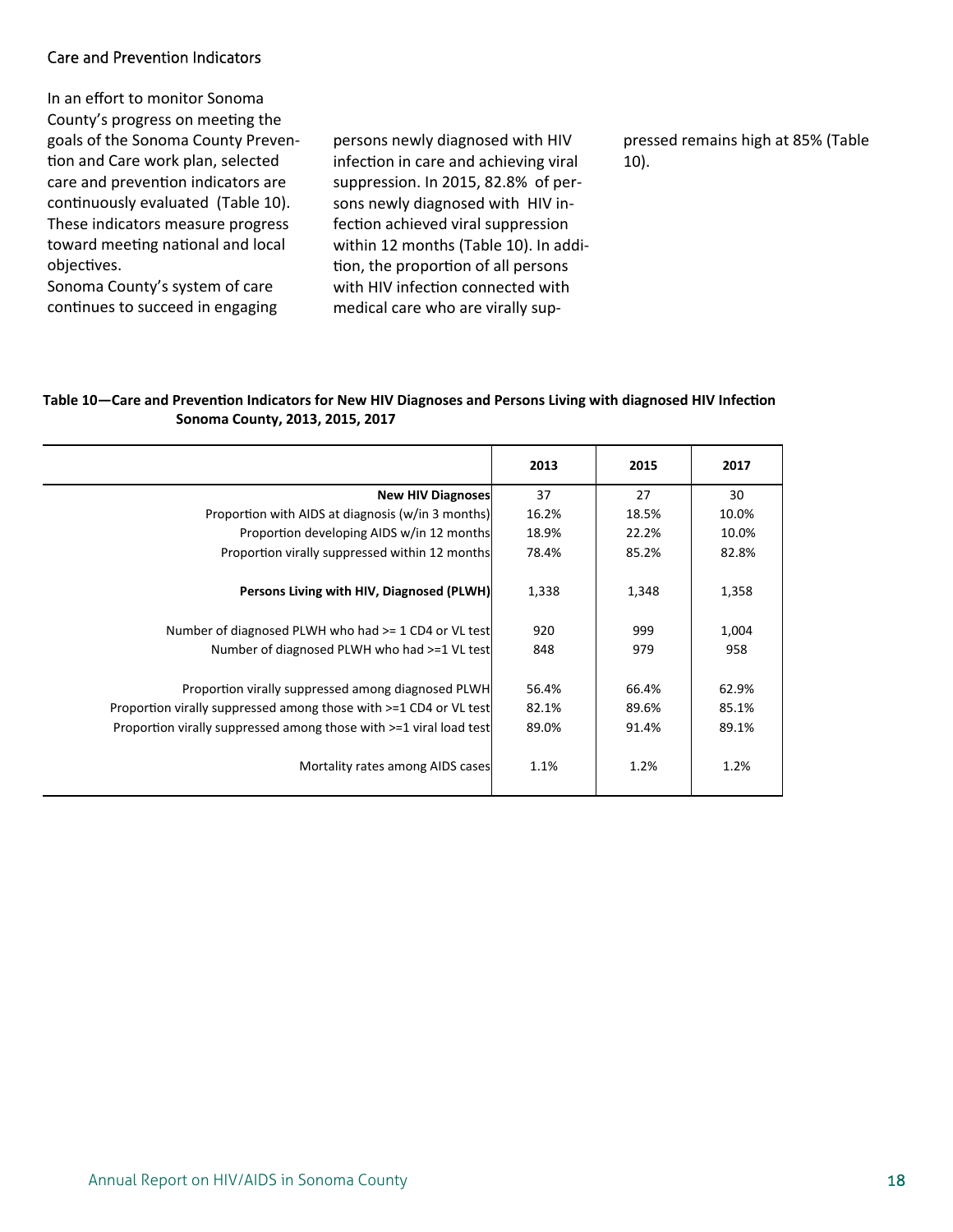## Care and Prevention Indicators

In an effort to monitor Sonoma County's progress on meeting the goals of the Sonoma County Prevention and Care work plan, selected care and prevention indicators are continuously evaluated (Table 10). These indicators measure progress toward meeting national and local objectives.

Sonoma County's system of care continues to succeed in engaging persons newly diagnosed with HIV infection in care and achieving viral suppression. In 2015, 82.8% of persons newly diagnosed with HIV infection achieved viral suppression within 12 months (Table 10). In addition, the proportion of all persons with HIV infection connected with medical care who are virally suppressed remains high at 85% (Table 10).

**Table 10—Care and Prevention Indicators for New HIV Diagnoses and Persons Living with diagnosed HIV Infection Sonoma County, 2013, 2015, 2017**

| | 2013 | 2015 | 2017 |
|---|---|---|---|
| **New HIV Diagnoses** | 37 | 27 | 30 |
| Proportion with AIDS at diagnosis (w/in 3 months) | 16.2% | 18.5% | 10.0% |
| Proportion developing AIDS w/in 12 months | 18.9% | 22.2% | 10.0% |
| Proportion virally suppressed within 12 months | 78.4% | 85.2% | 82.8% |
| **Persons Living with HIV, Diagnosed (PLWH)** | 1,338 | 1,348 | 1,358 |
| Number of diagnosed PLWH who had >= 1 CD4 or VL test | 920 | 999 | 1,004 |
| Number of diagnosed PLWH who had >=1 VL test | 848 | 979 | 958 |
| Proportion virally suppressed among diagnosed PLWH | 56.4% | 66.4% | 62.9% |
| Proportion virally suppressed among those with >=1 CD4 or VL test | 82.1% | 89.6% | 85.1% |
| Proportion virally suppressed among those with >=1 viral load test | 89.0% | 91.4% | 89.1% |
| Mortality rates among AIDS cases | 1.1% | 1.2% | 1.2% |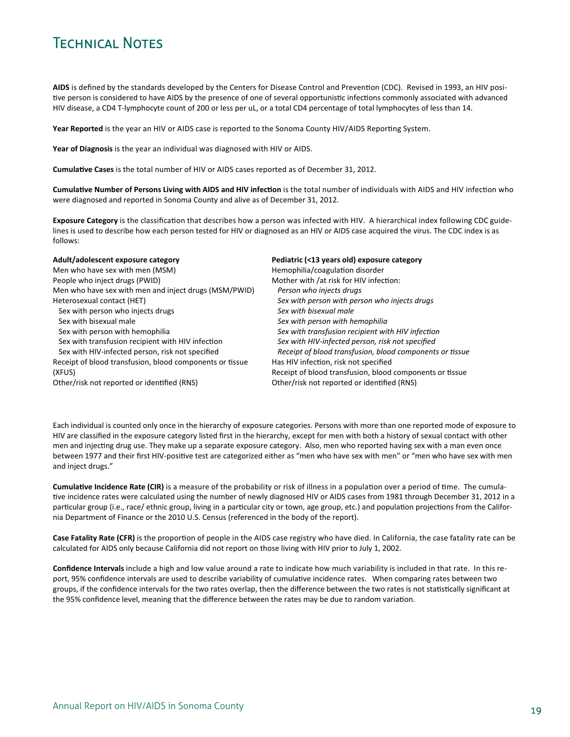# Technical Notes

**AIDS** is defined by the standards developed by the Centers for Disease Control and Prevention (CDC). Revised in 1993, an HIV positive person is considered to have AIDS by the presence of one of several opportunistic infections commonly associated with advanced HIV disease, a CD4 T-lymphocyte count of 200 or less per uL, or a total CD4 percentage of total lymphocytes of less than 14.

**Year Reported** is the year an HIV or AIDS case is reported to the Sonoma County HIV/AIDS Reporting System.

**Year of Diagnosis** is the year an individual was diagnosed with HIV or AIDS.

**Cumulative Cases** is the total number of HIV or AIDS cases reported as of December 31, 2012.

**Cumulative Number of Persons Living with AIDS and HIV infection** is the total number of individuals with AIDS and HIV infection who were diagnosed and reported in Sonoma County and alive as of December 31, 2012.

**Exposure Category** is the classification that describes how a person was infected with HIV. A hierarchical index following CDC guidelines is used to describe how each person tested for HIV or diagnosed as an HIV or AIDS case acquired the virus. The CDC index is as follows:

**Adult/adolescent exposure category**
Men who have sex with men (MSM)
People who inject drugs (PWID)
Men who have sex with men and inject drugs (MSM/PWID)
Heterosexual contact (HET)
  Sex with person who injects drugs
  Sex with bisexual male
  Sex with person with hemophilia
  Sex with transfusion recipient with HIV infection
  Sex with HIV-infected person, risk not specified
Receipt of blood transfusion, blood components or tissue (XFUS)
Other/risk not reported or identified (RNS)

**Pediatric (<13 years old) exposure category**
Hemophilia/coagulation disorder
Mother with /at risk for HIV infection:
  *Person who injects drugs*
  *Sex with person with person who injects drugs*
  *Sex with bisexual male*
  *Sex with person with hemophilia*
  *Sex with transfusion recipient with HIV infection*
  *Sex with HIV-infected person, risk not specified*
  *Receipt of blood transfusion, blood components or tissue*
Has HIV infection, risk not specified
Receipt of blood transfusion, blood components or tissue
Other/risk not reported or identified (RNS)

Each individual is counted only once in the hierarchy of exposure categories. Persons with more than one reported mode of exposure to HIV are classified in the exposure category listed first in the hierarchy, except for men with both a history of sexual contact with other men and injecting drug use. They make up a separate exposure category. Also, men who reported having sex with a man even once between 1977 and their first HIV-positive test are categorized either as "men who have sex with men" or "men who have sex with men and inject drugs."

**Cumulative Incidence Rate (CIR)** is a measure of the probability or risk of illness in a population over a period of time. The cumulative incidence rates were calculated using the number of newly diagnosed HIV or AIDS cases from 1981 through December 31, 2012 in a particular group (i.e., race/ ethnic group, living in a particular city or town, age group, etc.) and population projections from the California Department of Finance or the 2010 U.S. Census (referenced in the body of the report).

**Case Fatality Rate (CFR)** is the proportion of people in the AIDS case registry who have died. In California, the case fatality rate can be calculated for AIDS only because California did not report on those living with HIV prior to July 1, 2002.

**Confidence Intervals** include a high and low value around a rate to indicate how much variability is included in that rate. In this report, 95% confidence intervals are used to describe variability of cumulative incidence rates. When comparing rates between two groups, if the confidence intervals for the two rates overlap, then the difference between the two rates is not statistically significant at the 95% confidence level, meaning that the difference between the rates may be due to random variation.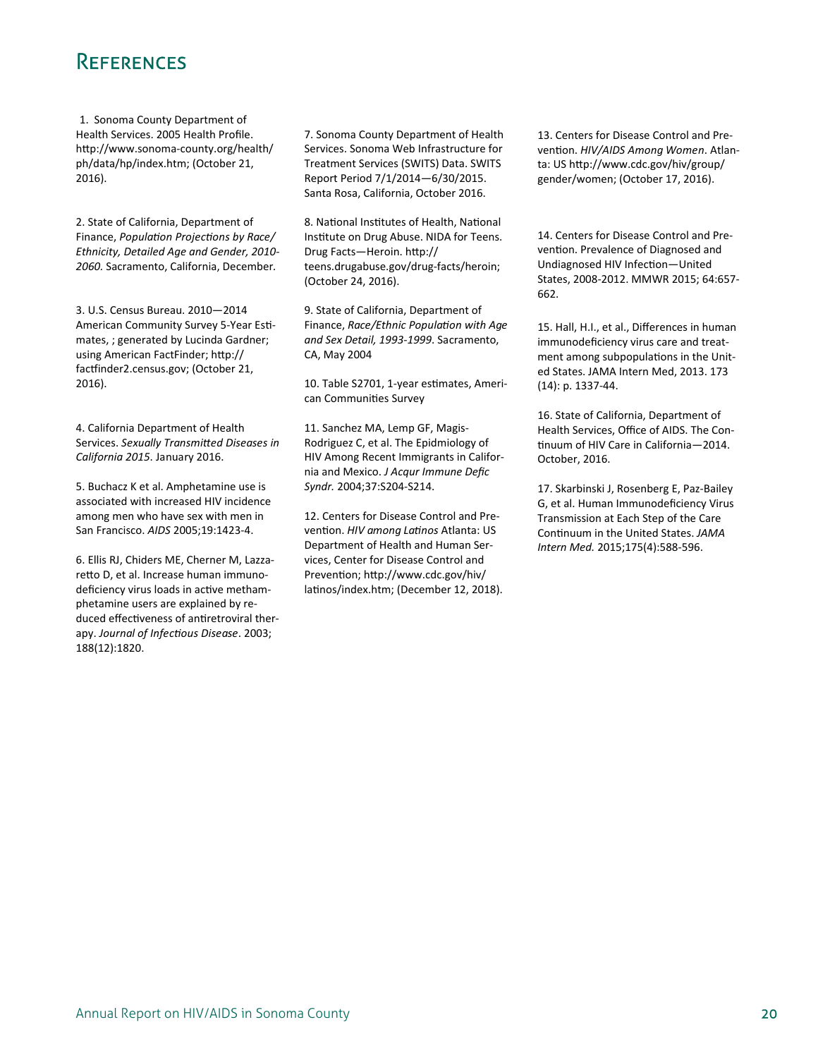# References

1. Sonoma County Department of Health Services. 2005 Health Profile. http://www.sonoma-county.org/health/ph/data/hp/index.htm; (October 21, 2016).

2. State of California, Department of Finance, *Population Projections by Race/Ethnicity, Detailed Age and Gender, 2010-2060.* Sacramento, California, December.

3. U.S. Census Bureau. 2010—2014 American Community Survey 5-Year Estimates, ; generated by Lucinda Gardner; using American FactFinder; http://factfinder2.census.gov; (October 21, 2016).

4. California Department of Health Services. *Sexually Transmitted Diseases in California 2015*. January 2016.

5. Buchacz K et al. Amphetamine use is associated with increased HIV incidence among men who have sex with men in San Francisco. *AIDS* 2005;19:1423-4.

6. Ellis RJ, Chiders ME, Cherner M, Lazzaretto D, et al. Increase human immunodeficiency virus loads in active methamphetamine users are explained by reduced effectiveness of antiretroviral therapy. *Journal of Infectious Disease*. 2003; 188(12):1820.

7. Sonoma County Department of Health Services. Sonoma Web Infrastructure for Treatment Services (SWITS) Data. SWITS Report Period 7/1/2014—6/30/2015. Santa Rosa, California, October 2016.

8. National Institutes of Health, National Institute on Drug Abuse. NIDA for Teens. Drug Facts—Heroin. http://teens.drugabuse.gov/drug-facts/heroin; (October 24, 2016).

9. State of California, Department of Finance, *Race/Ethnic Population with Age and Sex Detail, 1993-1999*. Sacramento, CA, May 2004

10. Table S2701, 1-year estimates, American Communities Survey

11. Sanchez MA, Lemp GF, Magis-Rodriguez C, et al. The Epidmiology of HIV Among Recent Immigrants in California and Mexico. *J Acqur Immune Defic Syndr.* 2004;37:S204-S214.

12. Centers for Disease Control and Prevention. *HIV among Latinos* Atlanta: US Department of Health and Human Services, Center for Disease Control and Prevention; http://www.cdc.gov/hiv/latinos/index.htm; (December 12, 2018).

13. Centers for Disease Control and Prevention. *HIV/AIDS Among Women*. Atlanta: US http://www.cdc.gov/hiv/group/gender/women; (October 17, 2016).

14. Centers for Disease Control and Prevention. Prevalence of Diagnosed and Undiagnosed HIV Infection—United States, 2008-2012. MMWR 2015; 64:657-662.

15. Hall, H.I., et al., Differences in human immunodeficiency virus care and treatment among subpopulations in the United States. JAMA Intern Med, 2013. 173 (14): p. 1337-44.

16. State of California, Department of Health Services, Office of AIDS. The Continuum of HIV Care in California—2014. October, 2016.

17. Skarbinski J, Rosenberg E, Paz-Bailey G, et al. Human Immunodeficiency Virus Transmission at Each Step of the Care Continuum in the United States. *JAMA Intern Med.* 2015;175(4):588-596.